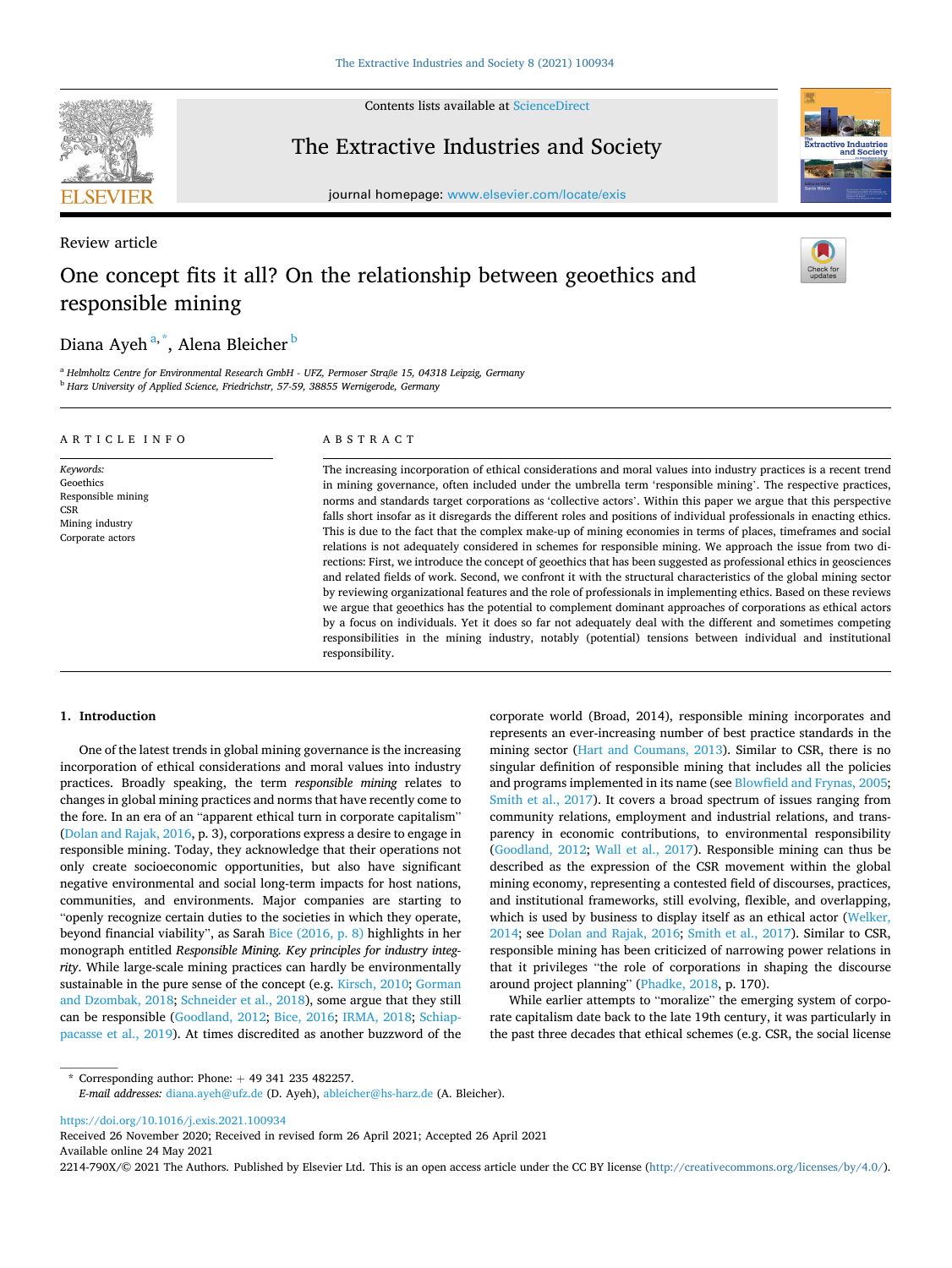Review article

# One concept fits it all? On the relationship between geoethics and responsible mining

Diana Ayeh [a,*], Alena Bleicher [b]

[a] Helmholtz Centre for Environmental Research GmbH - UFZ, Permoser Straße 15, 04318 Leipzig, Germany
[b] Harz University of Applied Science, Friedrichstr, 57-59, 38855 Wernigerode, Germany

ARTICLE INFO

*Keywords:*
Geoethics
Responsible mining
CSR
Mining industry
Corporate actors

ABSTRACT

The increasing incorporation of ethical considerations and moral values into industry practices is a recent trend in mining governance, often included under the umbrella term 'responsible mining'. The respective practices, norms and standards target corporations as 'collective actors'. Within this paper we argue that this perspective falls short insofar as it disregards the different roles and positions of individual professionals in enacting ethics. This is due to the fact that the complex make-up of mining economies in terms of places, timeframes and social relations is not adequately considered in schemes for responsible mining. We approach the issue from two directions: First, we introduce the concept of geoethics that has been suggested as professional ethics in geosciences and related fields of work. Second, we confront it with the structural characteristics of the global mining sector by reviewing organizational features and the role of professionals in implementing ethics. Based on these reviews we argue that geoethics has the potential to complement dominant approaches of corporations as ethical actors by a focus on individuals. Yet it does so far not adequately deal with the different and sometimes competing responsibilities in the mining industry, notably (potential) tensions between individual and institutional responsibility.

## 1. Introduction

One of the latest trends in global mining governance is the increasing incorporation of ethical considerations and moral values into industry practices. Broadly speaking, the term *responsible mining* relates to changes in global mining practices and norms that have recently come to the fore. In an era of an "apparent ethical turn in corporate capitalism" (Dolan and Rajak, 2016, p. 3), corporations express a desire to engage in responsible mining. Today, they acknowledge that their operations not only create socioeconomic opportunities, but also have significant negative environmental and social long-term impacts for host nations, communities, and environments. Major companies are starting to "openly recognize certain duties to the societies in which they operate, beyond financial viability", as Sarah Bice (2016, p. 8) highlights in her monograph entitled *Responsible Mining. Key principles for industry integrity*. While large-scale mining practices can hardly be environmentally sustainable in the pure sense of the concept (e.g. Kirsch, 2010; Gorman and Dzombak, 2018; Schneider et al., 2018), some argue that they still can be responsible (Goodland, 2012; Bice, 2016; IRMA, 2018; Schiappacasse et al., 2019). At times discredited as another buzzword of the corporate world (Broad, 2014), responsible mining incorporates and represents an ever-increasing number of best practice standards in the mining sector (Hart and Coumans, 2013). Similar to CSR, there is no singular definition of responsible mining that includes all the policies and programs implemented in its name (see Blowfield and Frynas, 2005; Smith et al., 2017). It covers a broad spectrum of issues ranging from community relations, employment and industrial relations, and transparency in economic contributions, to environmental responsibility (Goodland, 2012; Wall et al., 2017). Responsible mining can thus be described as the expression of the CSR movement within the global mining economy, representing a contested field of discourses, practices, and institutional frameworks, still evolving, flexible, and overlapping, which is used by business to display itself as an ethical actor (Welker, 2014; see Dolan and Rajak, 2016; Smith et al., 2017). Similar to CSR, responsible mining has been criticized of narrowing power relations in that it privileges "the role of corporations in shaping the discourse around project planning" (Phadke, 2018, p. 170).

While earlier attempts to "moralize" the emerging system of corporate capitalism date back to the late 19th century, it was particularly in the past three decades that ethical schemes (e.g. CSR, the social license

\* Corresponding author: Phone: + 49 341 235 482257.
*E-mail addresses:* diana.ayeh@ufz.de (D. Ayeh), ableicher@hs-harz.de (A. Bleicher).

https://doi.org/10.1016/j.exis.2021.100934
Received 26 November 2020; Received in revised form 26 April 2021; Accepted 26 April 2021
Available online 24 May 2021
2214-790X/© 2021 The Authors. Published by Elsevier Ltd. This is an open access article under the CC BY license (http://creativecommons.org/licenses/by/4.0/).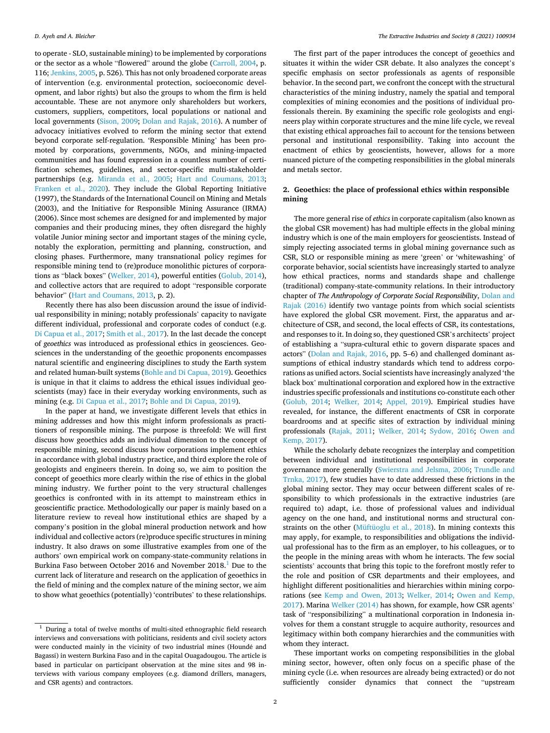to operate - SLO, sustainable mining) to be implemented by corporations or the sector as a whole "flowered" around the globe (Carroll, 2004, p. 116; Jenkins, 2005, p. 526). This has not only broadened corporate areas of intervention (e.g. environmental protection, socioeconomic development, and labor rights) but also the groups to whom the firm is held accountable. These are not anymore only shareholders but workers, customers, suppliers, competitors, local populations or national and local governments (Sison, 2009; Dolan and Rajak, 2016). A number of advocacy initiatives evolved to reform the mining sector that extend beyond corporate self-regulation. 'Responsible Mining' has been promoted by corporations, governments, NGOs, and mining-impacted communities and has found expression in a countless number of certification schemes, guidelines, and sector-specific multi-stakeholder partnerships (e.g. Miranda et al., 2005; Hart and Coumans, 2013; Franken et al., 2020). They include the Global Reporting Initiative (1997), the Standards of the International Council on Mining and Metals (2003), and the Initiative for Responsible Mining Assurance (IRMA) (2006). Since most schemes are designed for and implemented by major companies and their producing mines, they often disregard the highly volatile Junior mining sector and important stages of the mining cycle, notably the exploration, permitting and planning, construction, and closing phases. Furthermore, many transnational policy regimes for responsible mining tend to (re)produce monolithic pictures of corporations as "black boxes" (Welker, 2014), powerful entities (Golub, 2014), and collective actors that are required to adopt "responsible corporate behavior" (Hart and Coumans, 2013, p. 2).

Recently there has also been discussion around the issue of individual responsibility in mining; notably professionals' capacity to navigate different individual, professional and corporate codes of conduct (e.g. Di Capua et al., 2017; Smith et al., 2017). In the last decade the concept of *geoethics* was introduced as professional ethics in geosciences. Geosciences in the understanding of the geoethic proponents encompasses natural scientific and engineering disciplines to study the Earth system and related human-built systems (Bohle and Di Capua, 2019). Geoethics is unique in that it claims to address the ethical issues individual geoscientists (may) face in their everyday working environments, such as mining (e.g. Di Capua et al., 2017; Bohle and Di Capua, 2019).

In the paper at hand, we investigate different levels that ethics in mining addresses and how this might inform professionals as practitioners of responsible mining. The purpose is threefold: We will first discuss how geoethics adds an individual dimension to the concept of responsible mining, second discuss how corporations implement ethics in accordance with global industry practice, and third explore the role of geologists and engineers therein. In doing so, we aim to position the concept of geoethics more clearly within the rise of ethics in the global mining industry. We further point to the very structural challenges geoethics is confronted with in its attempt to mainstream ethics in geoscientific practice. Methodologically our paper is mainly based on a literature review to reveal how institutional ethics are shaped by a company's position in the global mineral production network and how individual and collective actors (re)produce specific structures in mining industry. It also draws on some illustrative examples from one of the authors' own empirical work on company-state-community relations in Burkina Faso between October 2016 and November 2018.[1] Due to the current lack of literature and research on the application of geoethics in the field of mining and the complex nature of the mining sector, we aim to show what geoethics (potentially) 'contributes' to these relationships.

The first part of the paper introduces the concept of geoethics and situates it within the wider CSR debate. It also analyzes the concept's specific emphasis on sector professionals as agents of responsible behavior. In the second part, we confront the concept with the structural characteristics of the mining industry, namely the spatial and temporal complexities of mining economies and the positions of individual professionals therein. By examining the specific role geologists and engineers play within corporate structures and the mine life cycle, we reveal that existing ethical approaches fail to account for the tensions between personal and institutional responsibility. Taking into account the enactment of ethics by geoscientists, however, allows for a more nuanced picture of the competing responsibilities in the global minerals and metals sector.

## 2. Geoethics: the place of professional ethics within responsible mining

The more general rise of *ethics* in corporate capitalism (also known as the global CSR movement) has had multiple effects in the global mining industry which is one of the main employers for geoscientists. Instead of simply rejecting associated terms in global mining governance such as CSR, SLO or responsible mining as mere 'green' or 'whitewashing' of corporate behavior, social scientists have increasingly started to analyze how ethical practices, norms and standards shape and challenge (traditional) company-state-community relations. In their introductory chapter of *The Anthropology of Corporate Social Responsibility*, Dolan and Rajak (2016) identify two vantage points from which social scientists have explored the global CSR movement. First, the apparatus and architecture of CSR, and second, the local effects of CSR, its contestations, and responses to it. In doing so, they questioned CSR's architects' project of establishing a "supra-cultural ethic to govern disparate spaces and actors" (Dolan and Rajak, 2016, pp. 5–6) and challenged dominant assumptions of ethical industry standards which tend to address corporations as unified actors. Social scientists have increasingly analyzed 'the black box' multinational corporation and explored how in the extractive industries specific professionals and institutions co-constitute each other (Golub, 2014; Welker, 2014; Appel, 2019). Empirical studies have revealed, for instance, the different enactments of CSR in corporate boardrooms and at specific sites of extraction by individual mining professionals (Rajak, 2011; Welker, 2014; Sydow, 2016; Owen and Kemp, 2017).

While the scholarly debate recognizes the interplay and competition between individual and institutional responsibilities in corporate governance more generally (Swierstra and Jelsma, 2006; Trundle and Trnka, 2017), few studies have to date addressed these frictions in the global mining sector. They may occur between different scales of responsibility to which professionals in the extractive industries (are required to) adapt, i.e. those of professional values and individual agency on the one hand, and institutional norms and structural constraints on the other (Müftüoglu et al., 2018). In mining contexts this may apply, for example, to responsibilities and obligations the individual professional has to the firm as an employer, to his colleagues, or to the people in the mining areas with whom he interacts. The few social scientists' accounts that bring this topic to the forefront mostly refer to the role and position of CSR departments and their employees, and highlight different positionalities and hierarchies within mining corporations (see Kemp and Owen, 2013; Welker, 2014; Owen and Kemp, 2017). Marina Welker (2014) has shown, for example, how CSR agents' task of "responsibilizing" a multinational corporation in Indonesia involves for them a constant struggle to acquire authority, resources and legitimacy within both company hierarchies and the communities with whom they interact.

These important works on competing responsibilities in the global mining sector, however, often only focus on a specific phase of the mining cycle (i.e. when resources are already being extracted) or do not sufficiently consider dynamics that connect the "upstream

[1] During a total of twelve months of multi-sited ethnographic field research interviews and conversations with politicians, residents and civil society actors were conducted mainly in the vicinity of two industrial mines (Houndé and Bagassi) in western Burkina Faso and in the capital Ouagadougou. The article is based in particular on participant observation at the mine sites and 98 interviews with various company employees (e.g. diamond drillers, managers, and CSR agents) and contractors.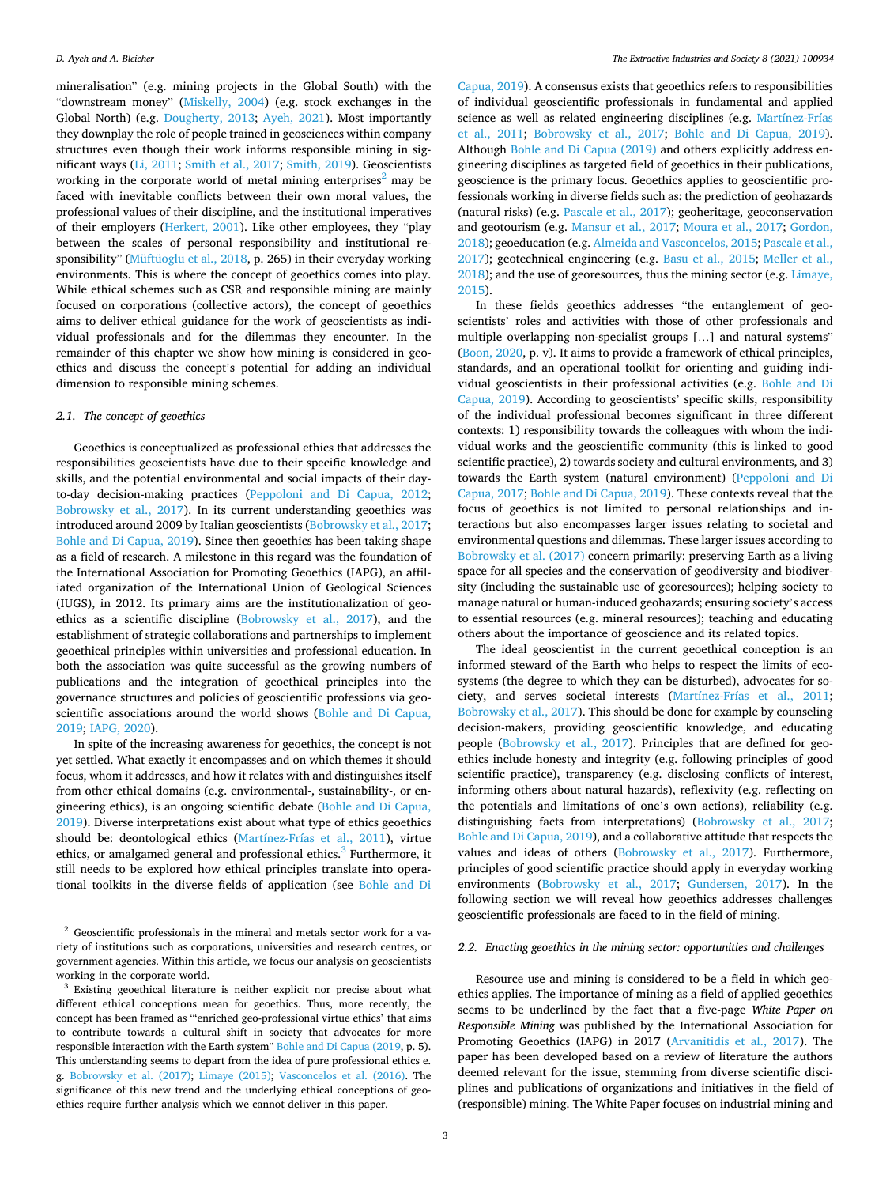mineralisation" (e.g. mining projects in the Global South) with the "downstream money" (Miskelly, 2004) (e.g. stock exchanges in the Global North) (e.g. Dougherty, 2013; Ayeh, 2021). Most importantly they downplay the role of people trained in geosciences within company structures even though their work informs responsible mining in significant ways (Li, 2011; Smith et al., 2017; Smith, 2019). Geoscientists working in the corporate world of metal mining enterprises[2] may be faced with inevitable conflicts between their own moral values, the professional values of their discipline, and the institutional imperatives of their employers (Herkert, 2001). Like other employees, they "play between the scales of personal responsibility and institutional responsibility" (Müftüoglu et al., 2018, p. 265) in their everyday working environments. This is where the concept of geoethics comes into play. While ethical schemes such as CSR and responsible mining are mainly focused on corporations (collective actors), the concept of geoethics aims to deliver ethical guidance for the work of geoscientists as individual professionals and for the dilemmas they encounter. In the remainder of this chapter we show how mining is considered in geoethics and discuss the concept's potential for adding an individual dimension to responsible mining schemes.

### 2.1. The concept of geoethics

Geoethics is conceptualized as professional ethics that addresses the responsibilities geoscientists have due to their specific knowledge and skills, and the potential environmental and social impacts of their day-to-day decision-making practices (Peppoloni and Di Capua, 2012; Bobrowsky et al., 2017). In its current understanding geoethics was introduced around 2009 by Italian geoscientists (Bobrowsky et al., 2017; Bohle and Di Capua, 2019). Since then geoethics has been taking shape as a field of research. A milestone in this regard was the foundation of the International Association for Promoting Geoethics (IAPG), an affiliated organization of the International Union of Geological Sciences (IUGS), in 2012. Its primary aims are the institutionalization of geoethics as a scientific discipline (Bobrowsky et al., 2017), and the establishment of strategic collaborations and partnerships to implement geoethical principles within universities and professional education. In both the association was quite successful as the growing numbers of publications and the integration of geoethical principles into the governance structures and policies of geoscientific professions via geoscientific associations around the world shows (Bohle and Di Capua, 2019; IAPG, 2020).

In spite of the increasing awareness for geoethics, the concept is not yet settled. What exactly it encompasses and on which themes it should focus, whom it addresses, and how it relates with and distinguishes itself from other ethical domains (e.g. environmental-, sustainability-, or engineering ethics), is an ongoing scientific debate (Bohle and Di Capua, 2019). Diverse interpretations exist about what type of ethics geoethics should be: deontological ethics (Martínez-Frías et al., 2011), virtue ethics, or amalgamed general and professional ethics.[3] Furthermore, it still needs to be explored how ethical principles translate into operational toolkits in the diverse fields of application (see Bohle and Di Capua, 2019). A consensus exists that geoethics refers to responsibilities of individual geoscientific professionals in fundamental and applied science as well as related engineering disciplines (e.g. Martínez-Frías et al., 2011; Bobrowsky et al., 2017; Bohle and Di Capua, 2019). Although Bohle and Di Capua (2019) and others explicitly address engineering disciplines as targeted field of geoethics in their publications, geoscience is the primary focus. Geoethics applies to geoscientific professionals working in diverse fields such as: the prediction of geohazards (natural risks) (e.g. Pascale et al., 2017); geoheritage, geoconservation and geotourism (e.g. Mansur et al., 2017; Moura et al., 2017; Gordon, 2018); geoeducation (e.g. Almeida and Vasconcelos, 2015; Pascale et al., 2017); geotechnical engineering (e.g. Basu et al., 2015; Meller et al., 2018); and the use of georesources, thus the mining sector (e.g. Limaye, 2015).

In these fields geoethics addresses "the entanglement of geoscientists' roles and activities with those of other professionals and multiple overlapping non-specialist groups […] and natural systems" (Boon, 2020, p. v). It aims to provide a framework of ethical principles, standards, and an operational toolkit for orienting and guiding individual geoscientists in their professional activities (e.g. Bohle and Di Capua, 2019). According to geoscientists' specific skills, responsibility of the individual professional becomes significant in three different contexts: 1) responsibility towards the colleagues with whom the individual works and the geoscientific community (this is linked to good scientific practice), 2) towards society and cultural environments, and 3) towards the Earth system (natural environment) (Peppoloni and Di Capua, 2017; Bohle and Di Capua, 2019). These contexts reveal that the focus of geoethics is not limited to personal relationships and interactions but also encompasses larger issues relating to societal and environmental questions and dilemmas. These larger issues according to Bobrowsky et al. (2017) concern primarily: preserving Earth as a living space for all species and the conservation of geodiversity and biodiversity (including the sustainable use of georesources); helping society to manage natural or human-induced geohazards; ensuring society's access to essential resources (e.g. mineral resources); teaching and educating others about the importance of geoscience and its related topics.

The ideal geoscientist in the current geoethical conception is an informed steward of the Earth who helps to respect the limits of ecosystems (the degree to which they can be disturbed), advocates for society, and serves societal interests (Martínez-Frías et al., 2011; Bobrowsky et al., 2017). This should be done for example by counseling decision-makers, providing geoscientific knowledge, and educating people (Bobrowsky et al., 2017). Principles that are defined for geoethics include honesty and integrity (e.g. following principles of good scientific practice), transparency (e.g. disclosing conflicts of interest, informing others about natural hazards), reflexivity (e.g. reflecting on the potentials and limitations of one's own actions), reliability (e.g. distinguishing facts from interpretations) (Bobrowsky et al., 2017; Bohle and Di Capua, 2019), and a collaborative attitude that respects the values and ideas of others (Bobrowsky et al., 2017). Furthermore, principles of good scientific practice should apply in everyday working environments (Bobrowsky et al., 2017; Gundersen, 2017). In the following section we will reveal how geoethics addresses challenges geoscientific professionals are faced to in the field of mining.

### 2.2. Enacting geoethics in the mining sector: opportunities and challenges

Resource use and mining is considered to be a field in which geoethics applies. The importance of mining as a field of applied geoethics seems to be underlined by the fact that a five-page *White Paper on Responsible Mining* was published by the International Association for Promoting Geoethics (IAPG) in 2017 (Arvanitidis et al., 2017). The paper has been developed based on a review of literature the authors deemed relevant for the issue, stemming from diverse scientific disciplines and publications of organizations and initiatives in the field of (responsible) mining. The White Paper focuses on industrial mining and

---

[2] Geoscientific professionals in the mineral and metals sector work for a variety of institutions such as corporations, universities and research centres, or government agencies. Within this article, we focus our analysis on geoscientists working in the corporate world.

[3] Existing geoethical literature is neither explicit nor precise about what different ethical conceptions mean for geoethics. Thus, more recently, the concept has been framed as "'enriched geo-professional virtue ethics' that aims to contribute towards a cultural shift in society that advocates for more responsible interaction with the Earth system" Bohle and Di Capua (2019, p. 5). This understanding seems to depart from the idea of pure professional ethics e.g. Bobrowsky et al. (2017); Limaye (2015); Vasconcelos et al. (2016). The significance of this new trend and the underlying ethical conceptions of geoethics require further analysis which we cannot deliver in this paper.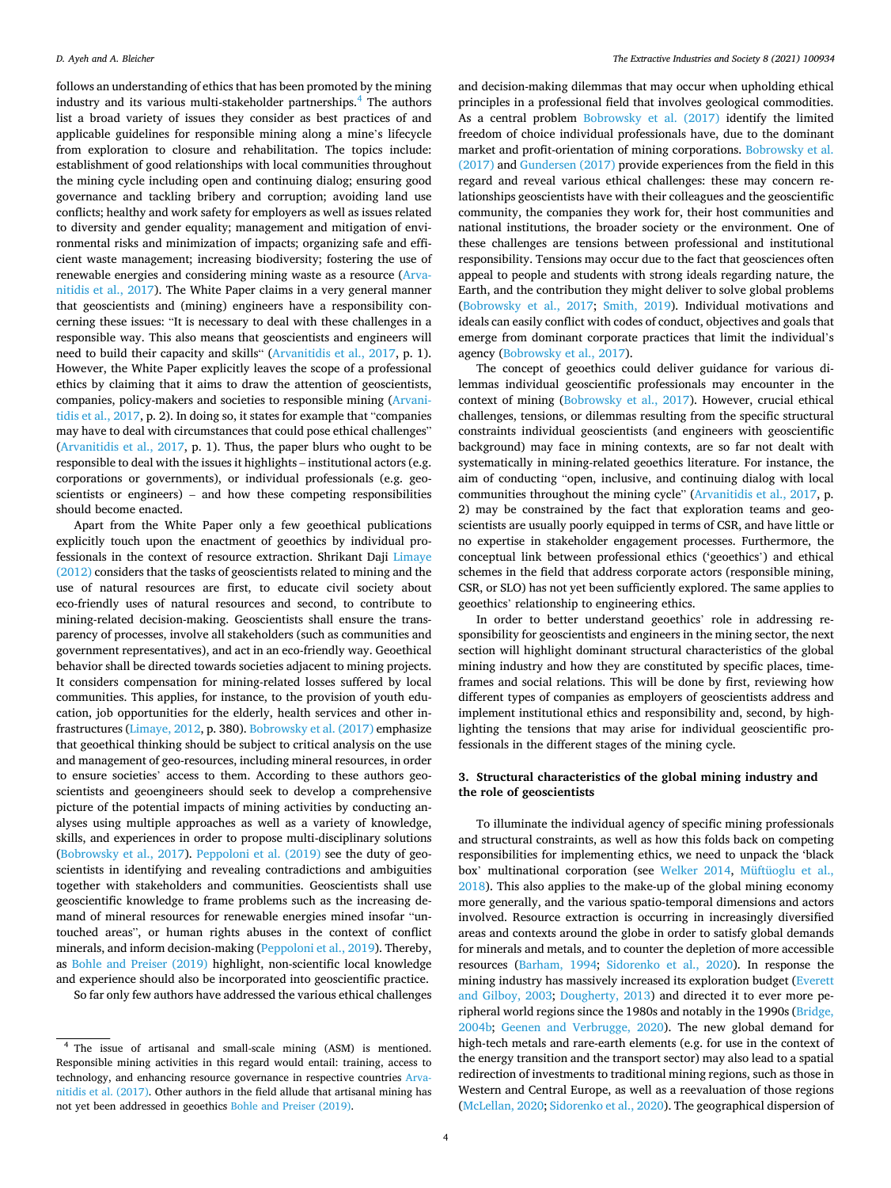follows an understanding of ethics that has been promoted by the mining industry and its various multi-stakeholder partnerships.[4] The authors list a broad variety of issues they consider as best practices of and applicable guidelines for responsible mining along a mine's lifecycle from exploration to closure and rehabilitation. The topics include: establishment of good relationships with local communities throughout the mining cycle including open and continuing dialog; ensuring good governance and tackling bribery and corruption; avoiding land use conflicts; healthy and work safety for employers as well as issues related to diversity and gender equality; management and mitigation of environmental risks and minimization of impacts; organizing safe and efficient waste management; increasing biodiversity; fostering the use of renewable energies and considering mining waste as a resource (Arvanitidis et al., 2017). The White Paper claims in a very general manner that geoscientists and (mining) engineers have a responsibility concerning these issues: "It is necessary to deal with these challenges in a responsible way. This also means that geoscientists and engineers will need to build their capacity and skills" (Arvanitidis et al., 2017, p. 1). However, the White Paper explicitly leaves the scope of a professional ethics by claiming that it aims to draw the attention of geoscientists, companies, policy-makers and societies to responsible mining (Arvanitidis et al., 2017, p. 2). In doing so, it states for example that "companies may have to deal with circumstances that could pose ethical challenges" (Arvanitidis et al., 2017, p. 1). Thus, the paper blurs who ought to be responsible to deal with the issues it highlights – institutional actors (e.g. corporations or governments), or individual professionals (e.g. geoscientists or engineers) – and how these competing responsibilities should become enacted.

Apart from the White Paper only a few geoethical publications explicitly touch upon the enactment of geoethics by individual professionals in the context of resource extraction. Shrikant Daji Limaye (2012) considers that the tasks of geoscientists related to mining and the use of natural resources are first, to educate civil society about eco-friendly uses of natural resources and second, to contribute to mining-related decision-making. Geoscientists shall ensure the transparency of processes, involve all stakeholders (such as communities and government representatives), and act in an eco-friendly way. Geoethical behavior shall be directed towards societies adjacent to mining projects. It considers compensation for mining-related losses suffered by local communities. This applies, for instance, to the provision of youth education, job opportunities for the elderly, health services and other infrastructures (Limaye, 2012, p. 380). Bobrowsky et al. (2017) emphasize that geoethical thinking should be subject to critical analysis on the use and management of geo-resources, including mineral resources, in order to ensure societies' access to them. According to these authors geoscientists and geoengineers should seek to develop a comprehensive picture of the potential impacts of mining activities by conducting analyses using multiple approaches as well as a variety of knowledge, skills, and experiences in order to propose multi-disciplinary solutions (Bobrowsky et al., 2017). Peppoloni et al. (2019) see the duty of geoscientists in identifying and revealing contradictions and ambiguities together with stakeholders and communities. Geoscientists shall use geoscientific knowledge to frame problems such as the increasing demand of mineral resources for renewable energies mined insofar "untouched areas", or human rights abuses in the context of conflict minerals, and inform decision-making (Peppoloni et al., 2019). Thereby, as Bohle and Preiser (2019) highlight, non-scientific local knowledge and experience should also be incorporated into geoscientific practice.

So far only few authors have addressed the various ethical challenges and decision-making dilemmas that may occur when upholding ethical principles in a professional field that involves geological commodities. As a central problem Bobrowsky et al. (2017) identify the limited freedom of choice individual professionals have, due to the dominant market and profit-orientation of mining corporations. Bobrowsky et al. (2017) and Gundersen (2017) provide experiences from the field in this regard and reveal various ethical challenges: these may concern relationships geoscientists have with their colleagues and the geoscientific community, the companies they work for, their host communities and national institutions, the broader society or the environment. One of these challenges are tensions between professional and institutional responsibility. Tensions may occur due to the fact that geosciences often appeal to people and students with strong ideals regarding nature, the Earth, and the contribution they might deliver to solve global problems (Bobrowsky et al., 2017; Smith, 2019). Individual motivations and ideals can easily conflict with codes of conduct, objectives and goals that emerge from dominant corporate practices that limit the individual's agency (Bobrowsky et al., 2017).

The concept of geoethics could deliver guidance for various dilemmas individual geoscientific professionals may encounter in the context of mining (Bobrowsky et al., 2017). However, crucial ethical challenges, tensions, or dilemmas resulting from the specific structural constraints individual geoscientists (and engineers with geoscientific background) may face in mining contexts, are so far not dealt with systematically in mining-related geoethics literature. For instance, the aim of conducting "open, inclusive, and continuing dialog with local communities throughout the mining cycle" (Arvanitidis et al., 2017, p. 2) may be constrained by the fact that exploration teams and geoscientists are usually poorly equipped in terms of CSR, and have little or no expertise in stakeholder engagement processes. Furthermore, the conceptual link between professional ethics ('geoethics') and ethical schemes in the field that address corporate actors (responsible mining, CSR, or SLO) has not yet been sufficiently explored. The same applies to geoethics' relationship to engineering ethics.

In order to better understand geoethics' role in addressing responsibility for geoscientists and engineers in the mining sector, the next section will highlight dominant structural characteristics of the global mining industry and how they are constituted by specific places, timeframes and social relations. This will be done by first, reviewing how different types of companies as employers of geoscientists address and implement institutional ethics and responsibility and, second, by highlighting the tensions that may arise for individual geoscientific professionals in the different stages of the mining cycle.

## 3. Structural characteristics of the global mining industry and the role of geoscientists

To illuminate the individual agency of specific mining professionals and structural constraints, as well as how this folds back on competing responsibilities for implementing ethics, we need to unpack the 'black box' multinational corporation (see Welker 2014, Müftüoglu et al., 2018). This also applies to the make-up of the global mining economy more generally, and the various spatio-temporal dimensions and actors involved. Resource extraction is occurring in increasingly diversified areas and contexts around the globe in order to satisfy global demands for minerals and metals, and to counter the depletion of more accessible resources (Barham, 1994; Sidorenko et al., 2020). In response the mining industry has massively increased its exploration budget (Everett and Gilboy, 2003; Dougherty, 2013) and directed it to ever more peripheral world regions since the 1980s and notably in the 1990s (Bridge, 2004b; Geenen and Verbrugge, 2020). The new global demand for high-tech metals and rare-earth elements (e.g. for use in the context of the energy transition and the transport sector) may also lead to a spatial redirection of investments to traditional mining regions, such as those in Western and Central Europe, as well as a reevaluation of those regions (McLellan, 2020; Sidorenko et al., 2020). The geographical dispersion of

[4] The issue of artisanal and small-scale mining (ASM) is mentioned. Responsible mining activities in this regard would entail: training, access to technology, and enhancing resource governance in respective countries Arvanitidis et al. (2017). Other authors in the field allude that artisanal mining has not yet been addressed in geoethics Bohle and Preiser (2019).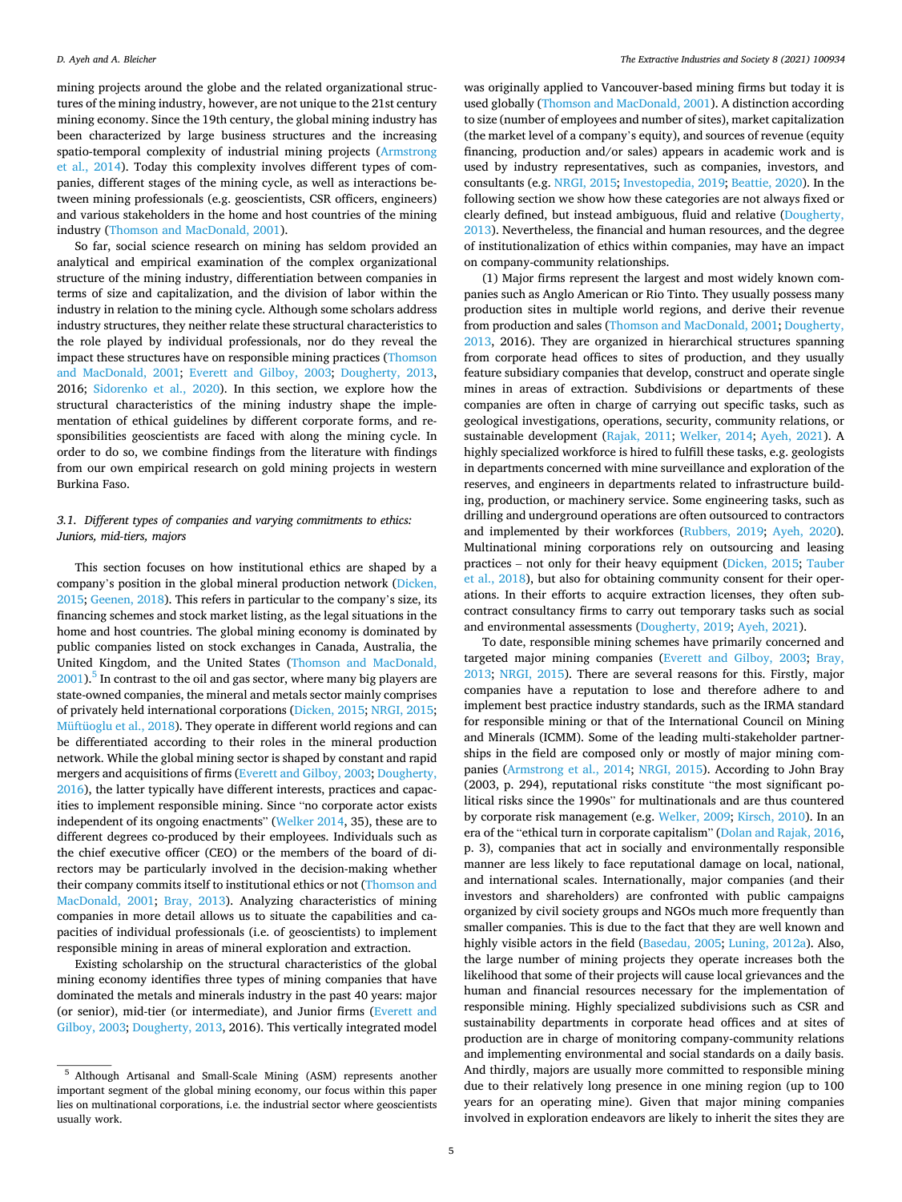mining projects around the globe and the related organizational structures of the mining industry, however, are not unique to the 21st century mining economy. Since the 19th century, the global mining industry has been characterized by large business structures and the increasing spatio-temporal complexity of industrial mining projects (Armstrong et al., 2014). Today this complexity involves different types of companies, different stages of the mining cycle, as well as interactions between mining professionals (e.g. geoscientists, CSR officers, engineers) and various stakeholders in the home and host countries of the mining industry (Thomson and MacDonald, 2001).

So far, social science research on mining has seldom provided an analytical and empirical examination of the complex organizational structure of the mining industry, differentiation between companies in terms of size and capitalization, and the division of labor within the industry in relation to the mining cycle. Although some scholars address industry structures, they neither relate these structural characteristics to the role played by individual professionals, nor do they reveal the impact these structures have on responsible mining practices (Thomson and MacDonald, 2001; Everett and Gilboy, 2003; Dougherty, 2013, 2016; Sidorenko et al., 2020). In this section, we explore how the structural characteristics of the mining industry shape the implementation of ethical guidelines by different corporate forms, and responsibilities geoscientists are faced with along the mining cycle. In order to do so, we combine findings from the literature with findings from our own empirical research on gold mining projects in western Burkina Faso.

### 3.1. Different types of companies and varying commitments to ethics: Juniors, mid-tiers, majors

This section focuses on how institutional ethics are shaped by a company's position in the global mineral production network (Dicken, 2015; Geenen, 2018). This refers in particular to the company's size, its financing schemes and stock market listing, as the legal situations in the home and host countries. The global mining economy is dominated by public companies listed on stock exchanges in Canada, Australia, the United Kingdom, and the United States (Thomson and MacDonald, 2001).[5] In contrast to the oil and gas sector, where many big players are state-owned companies, the mineral and metals sector mainly comprises of privately held international corporations (Dicken, 2015; NRGI, 2015; Müftüoglu et al., 2018). They operate in different world regions and can be differentiated according to their roles in the mineral production network. While the global mining sector is shaped by constant and rapid mergers and acquisitions of firms (Everett and Gilboy, 2003; Dougherty, 2016), the latter typically have different interests, practices and capacities to implement responsible mining. Since "no corporate actor exists independent of its ongoing enactments" (Welker 2014, 35), these are to different degrees co-produced by their employees. Individuals such as the chief executive officer (CEO) or the members of the board of directors may be particularly involved in the decision-making whether their company commits itself to institutional ethics or not (Thomson and MacDonald, 2001; Bray, 2013). Analyzing characteristics of mining companies in more detail allows us to situate the capabilities and capacities of individual professionals (i.e. of geoscientists) to implement responsible mining in areas of mineral exploration and extraction.

Existing scholarship on the structural characteristics of the global mining economy identifies three types of mining companies that have dominated the metals and minerals industry in the past 40 years: major (or senior), mid-tier (or intermediate), and Junior firms (Everett and Gilboy, 2003; Dougherty, 2013, 2016). This vertically integrated model was originally applied to Vancouver-based mining firms but today it is used globally (Thomson and MacDonald, 2001). A distinction according to size (number of employees and number of sites), market capitalization (the market level of a company's equity), and sources of revenue (equity financing, production and/or sales) appears in academic work and is used by industry representatives, such as companies, investors, and consultants (e.g. NRGI, 2015; Investopedia, 2019; Beattie, 2020). In the following section we show how these categories are not always fixed or clearly defined, but instead ambiguous, fluid and relative (Dougherty, 2013). Nevertheless, the financial and human resources, and the degree of institutionalization of ethics within companies, may have an impact on company-community relationships.

(1) Major firms represent the largest and most widely known companies such as Anglo American or Rio Tinto. They usually possess many production sites in multiple world regions, and derive their revenue from production and sales (Thomson and MacDonald, 2001; Dougherty, 2013, 2016). They are organized in hierarchical structures spanning from corporate head offices to sites of production, and they usually feature subsidiary companies that develop, construct and operate single mines in areas of extraction. Subdivisions or departments of these companies are often in charge of carrying out specific tasks, such as geological investigations, operations, security, community relations, or sustainable development (Rajak, 2011; Welker, 2014; Ayeh, 2021). A highly specialized workforce is hired to fulfill these tasks, e.g. geologists in departments concerned with mine surveillance and exploration of the reserves, and engineers in departments related to infrastructure building, production, or machinery service. Some engineering tasks, such as drilling and underground operations are often outsourced to contractors and implemented by their workforces (Rubbers, 2019; Ayeh, 2020). Multinational mining corporations rely on outsourcing and leasing practices – not only for their heavy equipment (Dicken, 2015; Tauber et al., 2018), but also for obtaining community consent for their operations. In their efforts to acquire extraction licenses, they often subcontract consultancy firms to carry out temporary tasks such as social and environmental assessments (Dougherty, 2019; Ayeh, 2021).

To date, responsible mining schemes have primarily concerned and targeted major mining companies (Everett and Gilboy, 2003; Bray, 2013; NRGI, 2015). There are several reasons for this. Firstly, major companies have a reputation to lose and therefore adhere to and implement best practice industry standards, such as the IRMA standard for responsible mining or that of the International Council on Mining and Minerals (ICMM). Some of the leading multi-stakeholder partnerships in the field are composed only or mostly of major mining companies (Armstrong et al., 2014; NRGI, 2015). According to John Bray (2003, p. 294), reputational risks constitute "the most significant political risks since the 1990s" for multinationals and are thus countered by corporate risk management (e.g. Welker, 2009; Kirsch, 2010). In an era of the "ethical turn in corporate capitalism" (Dolan and Rajak, 2016, p. 3), companies that act in socially and environmentally responsible manner are less likely to face reputational damage on local, national, and international scales. Internationally, major companies (and their investors and shareholders) are confronted with public campaigns organized by civil society groups and NGOs much more frequently than smaller companies. This is due to the fact that they are well known and highly visible actors in the field (Basedau, 2005; Luning, 2012a). Also, the large number of mining projects they operate increases both the likelihood that some of their projects will cause local grievances and the human and financial resources necessary for the implementation of responsible mining. Highly specialized subdivisions such as CSR and sustainability departments in corporate head offices and at sites of production are in charge of monitoring company-community relations and implementing environmental and social standards on a daily basis. And thirdly, majors are usually more committed to responsible mining due to their relatively long presence in one mining region (up to 100 years for an operating mine). Given that major mining companies involved in exploration endeavors are likely to inherit the sites they are

[5] Although Artisanal and Small-Scale Mining (ASM) represents another important segment of the global mining economy, our focus within this paper lies on multinational corporations, i.e. the industrial sector where geoscientists usually work.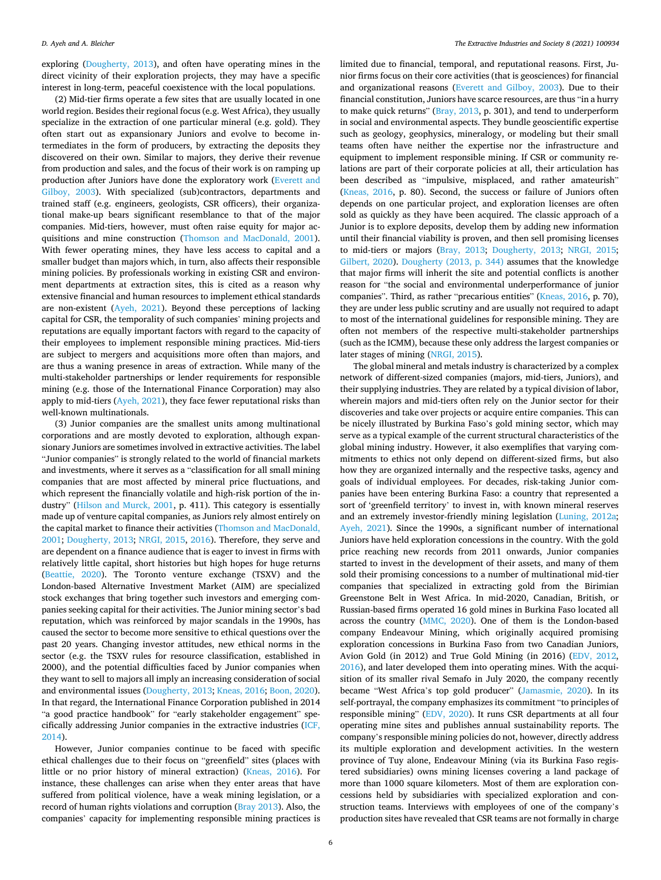exploring (Dougherty, 2013), and often have operating mines in the direct vicinity of their exploration projects, they may have a specific interest in long-term, peaceful coexistence with the local populations.

(2) Mid-tier firms operate a few sites that are usually located in one world region. Besides their regional focus (e.g. West Africa), they usually specialize in the extraction of one particular mineral (e.g. gold). They often start out as expansionary Juniors and evolve to become intermediates in the form of producers, by extracting the deposits they discovered on their own. Similar to majors, they derive their revenue from production and sales, and the focus of their work is on ramping up production after Juniors have done the exploratory work (Everett and Gilboy, 2003). With specialized (sub)contractors, departments and trained staff (e.g. engineers, geologists, CSR officers), their organizational make-up bears significant resemblance to that of the major companies. Mid-tiers, however, must often raise equity for major acquisitions and mine construction (Thomson and MacDonald, 2001). With fewer operating mines, they have less access to capital and a smaller budget than majors which, in turn, also affects their responsible mining policies. By professionals working in existing CSR and environment departments at extraction sites, this is cited as a reason why extensive financial and human resources to implement ethical standards are non-existent (Ayeh, 2021). Beyond these perceptions of lacking capital for CSR, the temporality of such companies' mining projects and reputations are equally important factors with regard to the capacity of their employees to implement responsible mining practices. Mid-tiers are subject to mergers and acquisitions more often than majors, and are thus a waning presence in areas of extraction. While many of the multi-stakeholder partnerships or lender requirements for responsible mining (e.g. those of the International Finance Corporation) may also apply to mid-tiers (Ayeh, 2021), they face fewer reputational risks than well-known multinationals.

(3) Junior companies are the smallest units among multinational corporations and are mostly devoted to exploration, although expansionary Juniors are sometimes involved in extractive activities. The label "Junior companies" is strongly related to the world of financial markets and investments, where it serves as a "classification for all small mining companies that are most affected by mineral price fluctuations, and which represent the financially volatile and high-risk portion of the industry" (Hilson and Murck, 2001, p. 411). This category is essentially made up of venture capital companies, as Juniors rely almost entirely on the capital market to finance their activities (Thomson and MacDonald, 2001; Dougherty, 2013; NRGI, 2015, 2016). Therefore, they serve and are dependent on a finance audience that is eager to invest in firms with relatively little capital, short histories but high hopes for huge returns (Beattie, 2020). The Toronto venture exchange (TSXV) and the London-based Alternative Investment Market (AIM) are specialized stock exchanges that bring together such investors and emerging companies seeking capital for their activities. The Junior mining sector's bad reputation, which was reinforced by major scandals in the 1990s, has caused the sector to become more sensitive to ethical questions over the past 20 years. Changing investor attitudes, new ethical norms in the sector (e.g. the TSXV rules for resource classification, established in 2000), and the potential difficulties faced by Junior companies when they want to sell to majors all imply an increasing consideration of social and environmental issues (Dougherty, 2013; Kneas, 2016; Boon, 2020). In that regard, the International Finance Corporation published in 2014 "a good practice handbook" for "early stakeholder engagement" specifically addressing Junior companies in the extractive industries (ICF, 2014).

However, Junior companies continue to be faced with specific ethical challenges due to their focus on "greenfield" sites (places with little or no prior history of mineral extraction) (Kneas, 2016). For instance, these challenges can arise when they enter areas that have suffered from political violence, have a weak mining legislation, or a record of human rights violations and corruption (Bray 2013). Also, the companies' capacity for implementing responsible mining practices is limited due to financial, temporal, and reputational reasons. First, Junior firms focus on their core activities (that is geosciences) for financial and organizational reasons (Everett and Gilboy, 2003). Due to their financial constitution, Juniors have scarce resources, are thus "in a hurry to make quick returns" (Bray, 2013, p. 301), and tend to underperform in social and environmental aspects. They bundle geoscientific expertise such as geology, geophysics, mineralogy, or modeling but their small teams often have neither the expertise nor the infrastructure and equipment to implement responsible mining. If CSR or community relations are part of their corporate policies at all, their articulation has been described as "impulsive, misplaced, and rather amateurish" (Kneas, 2016, p. 80). Second, the success or failure of Juniors often depends on one particular project, and exploration licenses are often sold as quickly as they have been acquired. The classic approach of a Junior is to explore deposits, develop them by adding new information until their financial viability is proven, and then sell promising licenses to mid-tiers or majors (Bray, 2013; Dougherty, 2013; NRGI, 2015; Gilbert, 2020). Dougherty (2013, p. 344) assumes that the knowledge that major firms will inherit the site and potential conflicts is another reason for "the social and environmental underperformance of junior companies". Third, as rather "precarious entities" (Kneas, 2016, p. 70), they are under less public scrutiny and are usually not required to adapt to most of the international guidelines for responsible mining. They are often not members of the respective multi-stakeholder partnerships (such as the ICMM), because these only address the largest companies or later stages of mining (NRGI, 2015).

The global mineral and metals industry is characterized by a complex network of different-sized companies (majors, mid-tiers, Juniors), and their supplying industries. They are related by a typical division of labor, wherein majors and mid-tiers often rely on the Junior sector for their discoveries and take over projects or acquire entire companies. This can be nicely illustrated by Burkina Faso's gold mining sector, which may serve as a typical example of the current structural characteristics of the global mining industry. However, it also exemplifies that varying commitments to ethics not only depend on different-sized firms, but also how they are organized internally and the respective tasks, agency and goals of individual employees. For decades, risk-taking Junior companies have been entering Burkina Faso: a country that represented a sort of 'greenfield territory' to invest in, with known mineral reserves and an extremely investor-friendly mining legislation (Luning, 2012a; Ayeh, 2021). Since the 1990s, a significant number of international Juniors have held exploration concessions in the country. With the gold price reaching new records from 2011 onwards, Junior companies started to invest in the development of their assets, and many of them sold their promising concessions to a number of multinational mid-tier companies that specialized in extracting gold from the Birimian Greenstone Belt in West Africa. In mid-2020, Canadian, British, or Russian-based firms operated 16 gold mines in Burkina Faso located all across the country (MMC, 2020). One of them is the London-based company Endeavour Mining, which originally acquired promising exploration concessions in Burkina Faso from two Canadian Juniors, Avion Gold (in 2012) and True Gold Mining (in 2016) (EDV, 2012, 2016), and later developed them into operating mines. With the acquisition of its smaller rival Semafo in July 2020, the company recently became "West Africa's top gold producer" (Jamasmie, 2020). In its self-portrayal, the company emphasizes its commitment "to principles of responsible mining" (EDV, 2020). It runs CSR departments at all four operating mine sites and publishes annual sustainability reports. The company's responsible mining policies do not, however, directly address its multiple exploration and development activities. In the western province of Tuy alone, Endeavour Mining (via its Burkina Faso registered subsidiaries) owns mining licenses covering a land package of more than 1000 square kilometers. Most of them are exploration concessions held by subsidiaries with specialized exploration and construction teams. Interviews with employees of one of the company's production sites have revealed that CSR teams are not formally in charge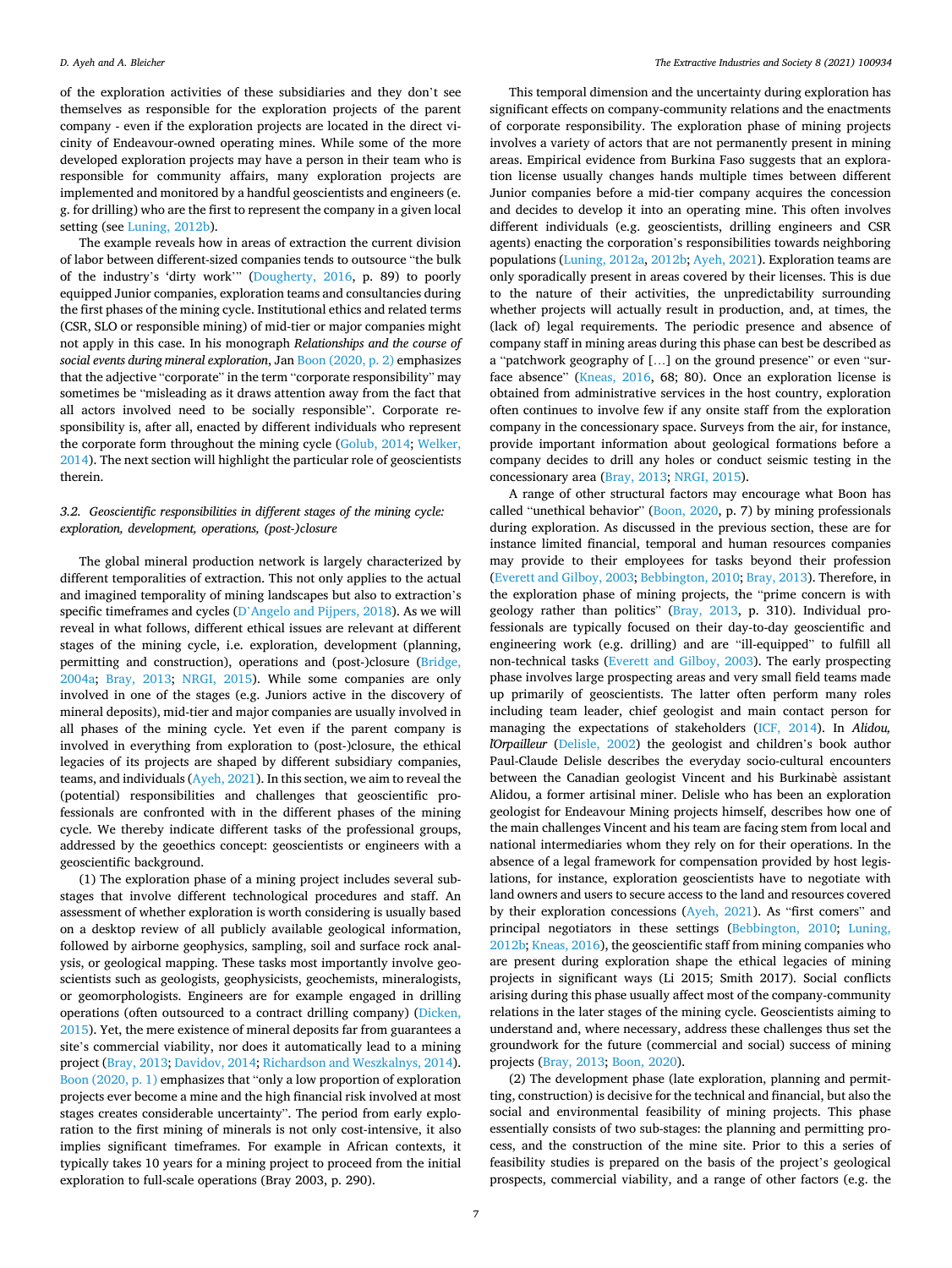of the exploration activities of these subsidiaries and they don't see themselves as responsible for the exploration projects of the parent company - even if the exploration projects are located in the direct vicinity of Endeavour-owned operating mines. While some of the more developed exploration projects may have a person in their team who is responsible for community affairs, many exploration projects are implemented and monitored by a handful geoscientists and engineers (e.g. for drilling) who are the first to represent the company in a given local setting (see Luning, 2012b).

The example reveals how in areas of extraction the current division of labor between different-sized companies tends to outsource "the bulk of the industry's 'dirty work'" (Dougherty, 2016, p. 89) to poorly equipped Junior companies, exploration teams and consultancies during the first phases of the mining cycle. Institutional ethics and related terms (CSR, SLO or responsible mining) of mid-tier or major companies might not apply in this case. In his monograph *Relationships and the course of social events during mineral exploration*, Jan Boon (2020, p. 2) emphasizes that the adjective "corporate" in the term "corporate responsibility" may sometimes be "misleading as it draws attention away from the fact that all actors involved need to be socially responsible". Corporate responsibility is, after all, enacted by different individuals who represent the corporate form throughout the mining cycle (Golub, 2014; Welker, 2014). The next section will highlight the particular role of geoscientists therein.

### 3.2. Geoscientific responsibilities in different stages of the mining cycle: exploration, development, operations, (post-)closure

The global mineral production network is largely characterized by different temporalities of extraction. This not only applies to the actual and imagined temporality of mining landscapes but also to extraction's specific timeframes and cycles (D'Angelo and Pijpers, 2018). As we will reveal in what follows, different ethical issues are relevant at different stages of the mining cycle, i.e. exploration, development (planning, permitting and construction), operations and (post-)closure (Bridge, 2004a; Bray, 2013; NRGI, 2015). While some companies are only involved in one of the stages (e.g. Juniors active in the discovery of mineral deposits), mid-tier and major companies are usually involved in all phases of the mining cycle. Yet even if the parent company is involved in everything from exploration to (post-)closure, the ethical legacies of its projects are shaped by different subsidiary companies, teams, and individuals (Ayeh, 2021). In this section, we aim to reveal the (potential) responsibilities and challenges that geoscientific professionals are confronted with in the different phases of the mining cycle. We thereby indicate different tasks of the professional groups, addressed by the geoethics concept: geoscientists or engineers with a geoscientific background.

(1) The exploration phase of a mining project includes several substages that involve different technological procedures and staff. An assessment of whether exploration is worth considering is usually based on a desktop review of all publicly available geological information, followed by airborne geophysics, sampling, soil and surface rock analysis, or geological mapping. These tasks most importantly involve geoscientists such as geologists, geophysicists, geochemists, mineralogists, or geomorphologists. Engineers are for example engaged in drilling operations (often outsourced to a contract drilling company) (Dicken, 2015). Yet, the mere existence of mineral deposits far from guarantees a site's commercial viability, nor does it automatically lead to a mining project (Bray, 2013; Davidov, 2014; Richardson and Weszkalnys, 2014). Boon (2020, p. 1) emphasizes that "only a low proportion of exploration projects ever become a mine and the high financial risk involved at most stages creates considerable uncertainty". The period from early exploration to the first mining of minerals is not only cost-intensive, it also implies significant timeframes. For example in African contexts, it typically takes 10 years for a mining project to proceed from the initial exploration to full-scale operations (Bray 2003, p. 290).

This temporal dimension and the uncertainty during exploration has significant effects on company-community relations and the enactments of corporate responsibility. The exploration phase of mining projects involves a variety of actors that are not permanently present in mining areas. Empirical evidence from Burkina Faso suggests that an exploration license usually changes hands multiple times between different Junior companies before a mid-tier company acquires the concession and decides to develop it into an operating mine. This often involves different individuals (e.g. geoscientists, drilling engineers and CSR agents) enacting the corporation's responsibilities towards neighboring populations (Luning, 2012a, 2012b; Ayeh, 2021). Exploration teams are only sporadically present in areas covered by their licenses. This is due to the nature of their activities, the unpredictability surrounding whether projects will actually result in production, and, at times, the (lack of) legal requirements. The periodic presence and absence of company staff in mining areas during this phase can best be described as a "patchwork geography of […] on the ground presence" or even "surface absence" (Kneas, 2016, 68; 80). Once an exploration license is obtained from administrative services in the host country, exploration often continues to involve few if any onsite staff from the exploration company in the concessionary space. Surveys from the air, for instance, provide important information about geological formations before a company decides to drill any holes or conduct seismic testing in the concessionary area (Bray, 2013; NRGI, 2015).

A range of other structural factors may encourage what Boon has called "unethical behavior" (Boon, 2020, p. 7) by mining professionals during exploration. As discussed in the previous section, these are for instance limited financial, temporal and human resources companies may provide to their employees for tasks beyond their profession (Everett and Gilboy, 2003; Bebbington, 2010; Bray, 2013). Therefore, in the exploration phase of mining projects, the "prime concern is with geology rather than politics" (Bray, 2013, p. 310). Individual professionals are typically focused on their day-to-day geoscientific and engineering work (e.g. drilling) and are "ill-equipped" to fulfill all non-technical tasks (Everett and Gilboy, 2003). The early prospecting phase involves large prospecting areas and very small field teams made up primarily of geoscientists. The latter often perform many roles including team leader, chief geologist and main contact person for managing the expectations of stakeholders (ICF, 2014). In *Alidou, l'Orpailleur* (Delisle, 2002) the geologist and children's book author Paul-Claude Delisle describes the everyday socio-cultural encounters between the Canadian geologist Vincent and his Burkinabè assistant Alidou, a former artisinal miner. Delisle who has been an exploration geologist for Endeavour Mining projects himself, describes how one of the main challenges Vincent and his team are facing stem from local and national intermediaries whom they rely on for their operations. In the absence of a legal framework for compensation provided by host legislations, for instance, exploration geoscientists have to negotiate with land owners and users to secure access to the land and resources covered by their exploration concessions (Ayeh, 2021). As "first comers" and principal negotiators in these settings (Bebbington, 2010; Luning, 2012b; Kneas, 2016), the geoscientific staff from mining companies who are present during exploration shape the ethical legacies of mining projects in significant ways (Li 2015; Smith 2017). Social conflicts arising during this phase usually affect most of the company-community relations in the later stages of the mining cycle. Geoscientists aiming to understand and, where necessary, address these challenges thus set the groundwork for the future (commercial and social) success of mining projects (Bray, 2013; Boon, 2020).

(2) The development phase (late exploration, planning and permitting, construction) is decisive for the technical and financial, but also the social and environmental feasibility of mining projects. This phase essentially consists of two sub-stages: the planning and permitting process, and the construction of the mine site. Prior to this a series of feasibility studies is prepared on the basis of the project's geological prospects, commercial viability, and a range of other factors (e.g. the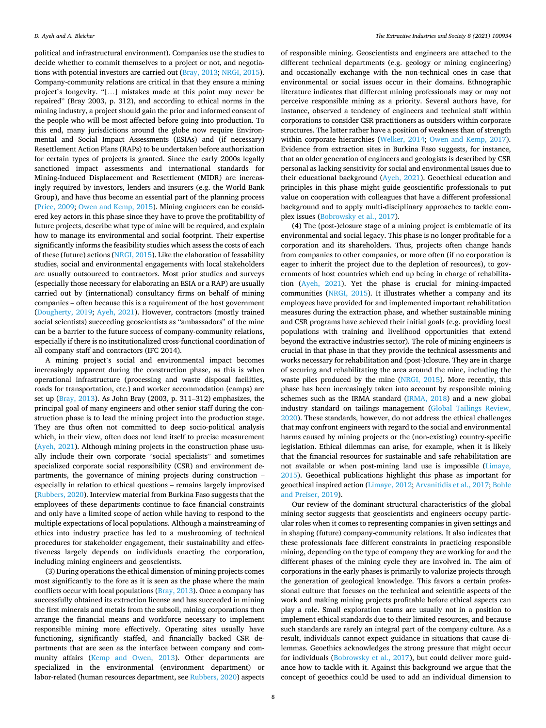political and infrastructural environment). Companies use the studies to decide whether to commit themselves to a project or not, and negotiations with potential investors are carried out (Bray, 2013; NRGI, 2015). Company-community relations are critical in that they ensure a mining project's longevity. "[…] mistakes made at this point may never be repaired" (Bray 2003, p. 312), and according to ethical norms in the mining industry, a project should gain the prior and informed consent of the people who will be most affected before going into production. To this end, many jurisdictions around the globe now require Environmental and Social Impact Assessments (ESIAs) and (if necessary) Resettlement Action Plans (RAPs) to be undertaken before authorization for certain types of projects is granted. Since the early 2000s legally sanctioned impact assessments and international standards for Mining-Induced Displacement and Resettlement (MIDR) are increasingly required by investors, lenders and insurers (e.g. the World Bank Group), and have thus become an essential part of the planning process (Price, 2009; Owen and Kemp, 2015). Mining engineers can be considered key actors in this phase since they have to prove the profitability of future projects, describe what type of mine will be required, and explain how to manage its environmental and social footprint. Their expertise significantly informs the feasibility studies which assess the costs of each of these (future) actions (NRGI, 2015). Like the elaboration of feasability studies, social and environmental engagements with local stakeholders are usually outsourced to contractors. Most prior studies and surveys (especially those necessary for elaborating an ESIA or a RAP) are usually carried out by (international) consultancy firms on behalf of mining companies – often because this is a requirement of the host government (Dougherty, 2019; Ayeh, 2021). However, contractors (mostly trained social scientists) succeeding geoscientists as "ambassadors" of the mine can be a barrier to the future success of company-community relations, especially if there is no institutionalized cross-functional coordination of all company staff and contractors (IFC 2014).

A mining project's social and environmental impact becomes increasingly apparent during the construction phase, as this is when operational infrastructure (processing and waste disposal facilities, roads for transportation, etc.) and worker accommodation (camps) are set up (Bray, 2013). As John Bray (2003, p. 311–312) emphasizes, the principal goal of many engineers and other senior staff during the construction phase is to lead the mining project into the production stage. They are thus often not committed to deep socio-political analysis which, in their view, often does not lend itself to precise measurement (Ayeh, 2021). Although mining projects in the construction phase usually include their own corporate "social specialists" and sometimes specialized corporate social responsibility (CSR) and environment departments, the governance of mining projects during construction – especially in relation to ethical questions – remains largely improvised (Rubbers, 2020). Interview material from Burkina Faso suggests that the employees of these departments continue to face financial constraints and only have a limited scope of action while having to respond to the multiple expectations of local populations. Although a mainstreaming of ethics into industry practice has led to a mushrooming of technical procedures for stakeholder engagement, their sustainability and effectiveness largely depends on individuals enacting the corporation, including mining engineers and geoscientists.

(3) During operations the ethical dimension of mining projects comes most significantly to the fore as it is seen as the phase where the main conflicts occur with local populations (Bray, 2013). Once a company has successfully obtained its extraction license and has succeeded in mining the first minerals and metals from the subsoil, mining corporations then arrange the financial means and workforce necessary to implement responsible mining more effectively. Operating sites usually have functioning, significantly staffed, and financially backed CSR departments that are seen as the interface between company and community affairs (Kemp and Owen, 2013). Other departments are specialized in the environmental (environment department) or labor-related (human resources department, see Rubbers, 2020) aspects of responsible mining. Geoscientists and engineers are attached to the different technical departments (e.g. geology or mining engineering) and occasionally exchange with the non-technical ones in case that environmental or social issues occur in their domains. Ethnographic literature indicates that different mining professionals may or may not perceive responsible mining as a priority. Several authors have, for instance, observed a tendency of engineers and technical staff within corporations to consider CSR practitioners as outsiders within corporate structures. The latter rather have a position of weakness than of strength within corporate hierarchies (Welker, 2014; Owen and Kemp, 2017). Evidence from extraction sites in Burkina Faso suggests, for instance, that an older generation of engineers and geologists is described by CSR personal as lacking sensitivity for social and environmental issues due to their educational background (Ayeh, 2021). Geoethical education and principles in this phase might guide geoscientific professionals to put value on cooperation with colleagues that have a different professional background and to apply multi-disciplinary approaches to tackle complex issues (Bobrowsky et al., 2017).

(4) The (post-)closure stage of a mining project is emblematic of its environmental and social legacy. This phase is no longer profitable for a corporation and its shareholders. Thus, projects often change hands from companies to other companies, or more often (if no corporation is eager to inherit the project due to the depletion of resources), to governments of host countries which end up being in charge of rehabilitation (Ayeh, 2021). Yet the phase is crucial for mining-impacted communities (NRGI, 2015). It illustrates whether a company and its employees have provided for and implemented important rehabilitation measures during the extraction phase, and whether sustainable mining and CSR programs have achieved their initial goals (e.g. providing local populations with training and livelihood opportunities that extend beyond the extractive industries sector). The role of mining engineers is crucial in that phase in that they provide the technical assessments and works necessary for rehabilitation and (post-)closure. They are in charge of securing and rehabilitating the area around the mine, including the waste piles produced by the mine (NRGI, 2015). More recently, this phase has been increasingly taken into account by responsible mining schemes such as the IRMA standard (IRMA, 2018) and a new global industry standard on tailings management (Global Tailings Review, 2020). These standards, however, do not address the ethical challenges that may confront engineers with regard to the social and environmental harms caused by mining projects or the (non-existing) country-specific legislation. Ethical dilemmas can arise, for example, when it is likely that the financial resources for sustainable and safe rehabilitation are not available or when post-mining land use is impossible (Limaye, 2015). Geoethical publications highlight this phase as important for geoethical inspired action (Limaye, 2012; Arvanitidis et al., 2017; Bohle and Preiser, 2019).

Our review of the dominant structural characteristics of the global mining sector suggests that geoscientists and engineers occupy particular roles when it comes to representing companies in given settings and in shaping (future) company-community relations. It also indicates that these professionals face different constraints in practicing responsible mining, depending on the type of company they are working for and the different phases of the mining cycle they are involved in. The aim of corporations in the early phases is primarily to valorize projects through the generation of geological knowledge. This favors a certain professional culture that focuses on the technical and scientific aspects of the work and making mining projects profitable before ethical aspects can play a role. Small exploration teams are usually not in a position to implement ethical standards due to their limited resources, and because such standards are rarely an integral part of the company culture. As a result, individuals cannot expect guidance in situations that cause dilemmas. Geoethics acknowledges the strong pressure that might occur for individuals (Bobrowsky et al., 2017), but could deliver more guidance how to tackle with it. Against this background we argue that the concept of geoethics could be used to add an individual dimension to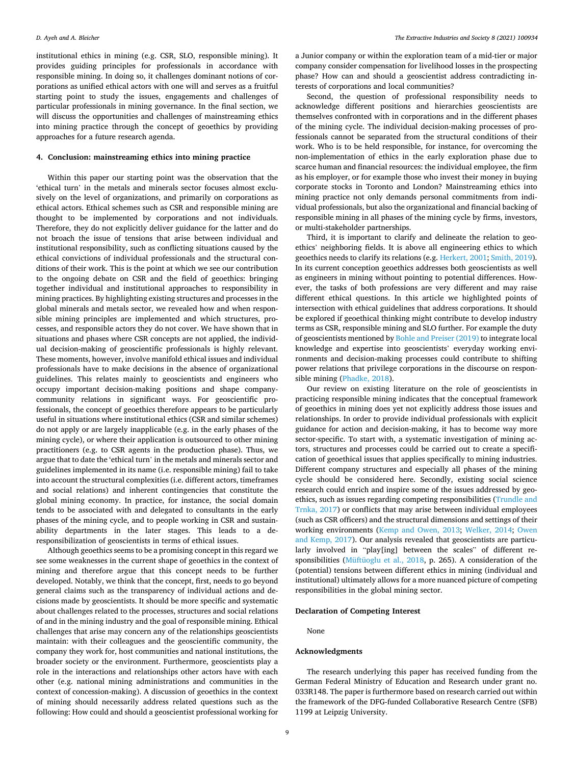institutional ethics in mining (e.g. CSR, SLO, responsible mining). It provides guiding principles for professionals in accordance with responsible mining. In doing so, it challenges dominant notions of corporations as unified ethical actors with one will and serves as a fruitful starting point to study the issues, engagements and challenges of particular professionals in mining governance. In the final section, we will discuss the opportunities and challenges of mainstreaming ethics into mining practice through the concept of geoethics by providing approaches for a future research agenda.

## 4. Conclusion: mainstreaming ethics into mining practice

Within this paper our starting point was the observation that the 'ethical turn' in the metals and minerals sector focuses almost exclusively on the level of organizations, and primarily on corporations as ethical actors. Ethical schemes such as CSR and responsible mining are thought to be implemented by corporations and not individuals. Therefore, they do not explicitly deliver guidance for the latter and do not broach the issue of tensions that arise between individual and institutional responsibility, such as conflicting situations caused by the ethical convictions of individual professionals and the structural conditions of their work. This is the point at which we see our contribution to the ongoing debate on CSR and the field of geoethics: bringing together individual and institutional approaches to responsibility in mining practices. By highlighting existing structures and processes in the global minerals and metals sector, we revealed how and when responsible mining principles are implemented and which structures, processes, and responsible actors they do not cover. We have shown that in situations and phases where CSR concepts are not applied, the individual decision-making of geoscientific professionals is highly relevant. These moments, however, involve manifold ethical issues and individual professionals have to make decisions in the absence of organizational guidelines. This relates mainly to geoscientists and engineers who occupy important decision-making positions and shape company-community relations in significant ways. For geoscientific professionals, the concept of geoethics therefore appears to be particularly useful in situations where institutional ethics (CSR and similar schemes) do not apply or are largely inapplicable (e.g. in the early phases of the mining cycle), or where their application is outsourced to other mining practitioners (e.g. to CSR agents in the production phase). Thus, we argue that to date the 'ethical turn' in the metals and minerals sector and guidelines implemented in its name (i.e. responsible mining) fail to take into account the structural complexities (i.e. different actors, timeframes and social relations) and inherent contingencies that constitute the global mining economy. In practice, for instance, the social domain tends to be associated with and delegated to consultants in the early phases of the mining cycle, and to people working in CSR and sustainability departments in the later stages. This leads to a de-responsibilization of geoscientists in terms of ethical issues.

Although geoethics seems to be a promising concept in this regard we see some weaknesses in the current shape of geoethics in the context of mining and therefore argue that this concept needs to be further developed. Notably, we think that the concept, first, needs to go beyond general claims such as the transparency of individual actions and decisions made by geoscientists. It should be more specific and systematic about challenges related to the processes, structures and social relations of and in the mining industry and the goal of responsible mining. Ethical challenges that arise may concern any of the relationships geoscientists maintain: with their colleagues and the geoscientific community, the company they work for, host communities and national institutions, the broader society or the environment. Furthermore, geoscientists play a role in the interactions and relationships other actors have with each other (e.g. national mining administrations and communities in the context of concession-making). A discussion of geoethics in the context of mining should necessarily address related questions such as the following: How could and should a geoscientist professional working for a Junior company or within the exploration team of a mid-tier or major company consider compensation for livelihood losses in the prospecting phase? How can and should a geoscientist address contradicting interests of corporations and local communities?

Second, the question of professional responsibility needs to acknowledge different positions and hierarchies geoscientists are themselves confronted with in corporations and in the different phases of the mining cycle. The individual decision-making processes of professionals cannot be separated from the structural conditions of their work. Who is to be held responsible, for instance, for overcoming the non-implementation of ethics in the early exploration phase due to scarce human and financial resources: the individual employee, the firm as his employer, or for example those who invest their money in buying corporate stocks in Toronto and London? Mainstreaming ethics into mining practice not only demands personal commitments from individual professionals, but also the organizational and financial backing of responsible mining in all phases of the mining cycle by firms, investors, or multi-stakeholder partnerships.

Third, it is important to clarify and delineate the relation to geoethics' neighboring fields. It is above all engineering ethics to which geoethics needs to clarify its relations (e.g. Herkert, 2001; Smith, 2019). In its current conception geoethics addresses both geoscientists as well as engineers in mining without pointing to potential differences. However, the tasks of both professions are very different and may raise different ethical questions. In this article we highlighted points of intersection with ethical guidelines that address corporations. It should be explored if geoethical thinking might contribute to develop industry terms as CSR, responsible mining and SLO further. For example the duty of geoscientists mentioned by Bohle and Preiser (2019) to integrate local knowledge and expertise into geoscientists' everyday working environments and decision-making processes could contribute to shifting power relations that privilege corporations in the discourse on responsible mining (Phadke, 2018).

Our review on existing literature on the role of geoscientists in practicing responsible mining indicates that the conceptual framework of geoethics in mining does yet not explicitly address those issues and relationships. In order to provide individual professionals with explicit guidance for action and decision-making, it has to become way more sector-specific. To start with, a systematic investigation of mining actors, structures and processes could be carried out to create a specification of geoethical issues that applies specifically to mining industries. Different company structures and especially all phases of the mining cycle should be considered here. Secondly, existing social science research could enrich and inspire some of the issues addressed by geoethics, such as issues regarding competing responsibilities (Trundle and Trnka, 2017) or conflicts that may arise between individual employees (such as CSR officers) and the structural dimensions and settings of their working environments (Kemp and Owen, 2013; Welker, 2014; Owen and Kemp, 2017). Our analysis revealed that geoscientists are particularly involved in "play[ing] between the scales" of different responsibilities (Müftüoglu et al., 2018, p. 265). A consideration of the (potential) tensions between different ethics in mining (individual and institutional) ultimately allows for a more nuanced picture of competing responsibilities in the global mining sector.

### Declaration of Competing Interest

None

### Acknowledgments

The research underlying this paper has received funding from the German Federal Ministry of Education and Research under grant no. 033R148. The paper is furthermore based on research carried out within the framework of the DFG-funded Collaborative Research Centre (SFB) 1199 at Leipzig University.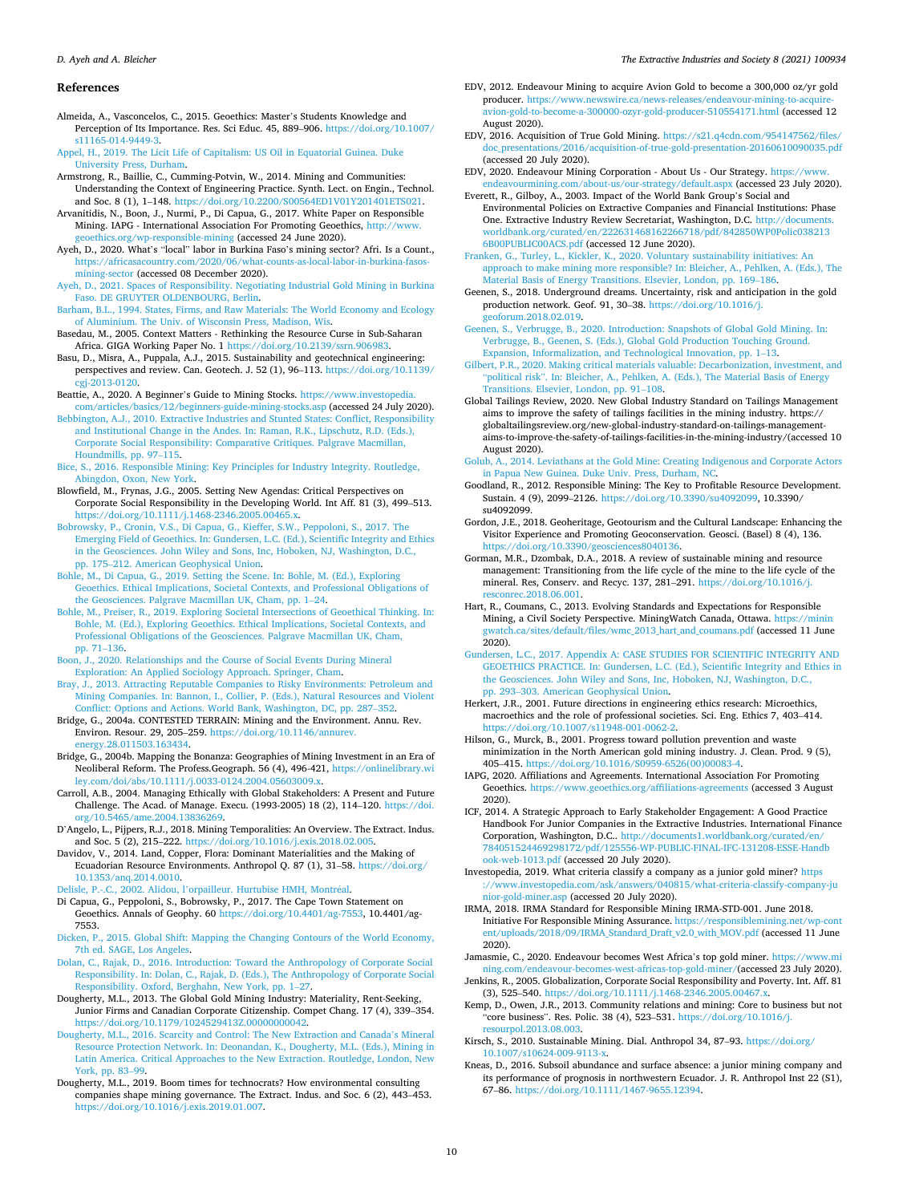## References

Almeida, A., Vasconcelos, C., 2015. Geoethics: Master's Students Knowledge and Perception of Its Importance. Res. Sci Educ. 45, 889–906. https://doi.org/10.1007/s11165-014-9449-3.

Appel, H., 2019. The Licit Life of Capitalism: US Oil in Equatorial Guinea. Duke University Press, Durham.

Armstrong, R., Baillie, C., Cumming-Potvin, W., 2014. Mining and Communities: Understanding the Context of Engineering Practice. Synth. Lect. on Engin., Technol. and Soc. 8 (1), 1–148. https://doi.org/10.2200/S00564ED1V01Y201401ETS021.

Arvanitidis, N., Boon, J., Nurmi, P., Di Capua, G., 2017. White Paper on Responsible Mining. IAPG - International Association For Promoting Geoethics, http://www.geoethics.org/wp-responsible-mining (accessed 24 June 2020).

Ayeh, D., 2020. What's "local" labor in Burkina Faso's mining sector? Afri. Is a Count., https://africasacountry.com/2020/06/what-counts-as-local-labor-in-burkina-fasos-mining-sector (accessed 08 December 2020).

Ayeh, D., 2021. Spaces of Responsibility. Negotiating Industrial Gold Mining in Burkina Faso. DE GRUYTER OLDENBOURG, Berlin.

Barham, B.L., 1994. States, Firms, and Raw Materials: The World Economy and Ecology of Aluminium. The Univ. of Wisconsin Press, Madison, Wis.

Basedau, M., 2005. Context Matters - Rethinking the Resource Curse in Sub-Saharan Africa. GIGA Working Paper No. 1 https://doi.org/10.2139/ssrn.906983.

Basu, D., Misra, A., Puppala, A.J., 2015. Sustainability and geotechnical engineering: perspectives and review. Can. Geotech. J. 52 (1), 96–113. https://doi.org/10.1139/cgj-2013-0120.

Beattie, A., 2020. A Beginner's Guide to Mining Stocks. https://www.investopedia.com/articles/basics/12/beginners-guide-mining-stocks.asp (accessed 24 July 2020).

Bebbington, A.J., 2010. Extractive Industries and Stunted States: Conflict, Responsibility and Institutional Change in the Andes. In: Raman, R.K., Lipschutz, R.D. (Eds.), Corporate Social Responsibility: Comparative Critiques. Palgrave Macmillan, Houndmills, pp. 97–115.

Bice, S., 2016. Responsible Mining: Key Principles for Industry Integrity. Routledge, Abingdon, Oxon, New York.

Blowfield, M., Frynas, J.G., 2005. Setting New Agendas: Critical Perspectives on Corporate Social Responsibility in the Developing World. Int Aff. 81 (3), 499–513. https://doi.org/10.1111/j.1468-2346.2005.00465.x.

Bobrowsky, P., Cronin, V.S., Di Capua, G., Kieffer, S.W., Peppoloni, S., 2017. The Emerging Field of Geoethics. In: Gundersen, L.C. (Ed.), Scientific Integrity and Ethics in the Geosciences. John Wiley and Sons, Inc, Hoboken, NJ, Washington, D.C., pp. 175–212. American Geophysical Union.

Bohle, M., Di Capua, G., 2019. Setting the Scene. In: Bohle, M. (Ed.), Exploring Geoethics. Ethical Implications, Societal Contexts, and Professional Obligations of the Geosciences. Palgrave Macmillan UK, Cham, pp. 1–24.

Bohle, M., Preiser, R., 2019. Exploring Societal Intersections of Geoethical Thinking. In: Bohle, M. (Ed.), Exploring Geoethics. Ethical Implications, Societal Contexts, and Professional Obligations of the Geosciences. Palgrave Macmillan UK, Cham, pp. 71–136.

Boon, J., 2020. Relationships and the Course of Social Events During Mineral Exploration: An Applied Sociology Approach. Springer, Cham.

Bray, J., 2013. Attracting Reputable Companies to Risky Environments: Petroleum and Mining Companies. In: Bannon, I., Collier, P. (Eds.), Natural Resources and Violent Conflict: Options and Actions. World Bank, Washington, DC, pp. 287–352.

Bridge, G., 2004a. CONTESTED TERRAIN: Mining and the Environment. Annu. Rev. Environ. Resour. 29, 205–259. https://doi.org/10.1146/annurev.energy.28.011503.163434.

Bridge, G., 2004b. Mapping the Bonanza: Geographies of Mining Investment in an Era of Neoliberal Reform. The Profess.Geograph. 56 (4), 496-421, https://onlinelibrary.wiley.com/doi/abs/10.1111/j.0033-0124.2004.05603009.x.

Carroll, A.B., 2004. Managing Ethically with Global Stakeholders: A Present and Future Challenge. The Acad. of Manage. Execu. (1993-2005) 18 (2), 114–120. https://doi.org/10.5465/ame.2004.13836269.

D'Angelo, L., Pijpers, R.J., 2018. Mining Temporalities: An Overview. The Extract. Indus. and Soc. 5 (2), 215–222. https://doi.org/10.1016/j.exis.2018.02.005.

Davidov, V., 2014. Land, Copper, Flora: Dominant Materialities and the Making of Ecuadorian Resource Environments. Anthropol Q. 87 (1), 31–58. https://doi.org/10.1353/anq.2014.0010.

Delisle, P.-C., 2002. Alidou, l'orpailleur. Hurtubise HMH, Montréal.

Di Capua, G., Peppoloni, S., Bobrowsky, P., 2017. The Cape Town Statement on Geoethics. Annals of Geophy. 60 https://doi.org/10.4401/ag-7553, 10.4401/ag-7553.

Dicken, P., 2015. Global Shift: Mapping the Changing Contours of the World Economy, 7th ed. SAGE, Los Angeles.

Dolan, C., Rajak, D., 2016. Introduction: Toward the Anthropology of Corporate Social Responsibility. In: Dolan, C., Rajak, D. (Eds.), The Anthropology of Corporate Social Responsibility. Oxford, Berghahn, New York, pp. 1–27.

Dougherty, M.L., 2013. The Global Gold Mining Industry: Materiality, Rent-Seeking, Junior Firms and Canadian Corporate Citizenship. Compet Change. 17 (4), 339–354. https://doi.org/10.1179/1024529413Z.00000000042.

Dougherty, M.L., 2016. Scarcity and Control: The New Extraction and Canada's Mineral Resource Protection Network. In: Deonandan, K., Dougherty, M.L. (Eds.), Mining in Latin America. Critical Approaches to the New Extraction. Routledge, London, New York, pp. 83–99.

Dougherty, M.L., 2019. Boom times for technocrats? How environmental consulting companies shape mining governance. The Extract. Indus. and Soc. 6 (2), 443–453. https://doi.org/10.1016/j.exis.2019.01.007.

EDV, 2012. Endeavour Mining to acquire Avion Gold to become a 300,000 oz/yr gold producer. https://www.newswire.ca/news-releases/endeavour-mining-to-acquire-avion-gold-to-become-a-300000-ozyr-gold-producer-510554171.html (accessed 12 August 2020).

EDV, 2016. Acquisition of True Gold Mining. https://s21.q4cdn.com/954147562/files/doc_presentations/2016/acquisition-of-true-gold-presentation-20160610090035.pdf (accessed 20 July 2020).

EDV, 2020. Endeavour Mining Corporation - About Us - Our Strategy. https://www.endeavourmining.com/about-us/our-strategy/default.aspx (accessed 23 July 2020).

Everett, R., Gilboy, A., 2003. Impact of the World Bank Group's Social and Environmental Policies on Extractive Companies and Financial Institutions: Phase One. Extractive Industry Review Secretariat, Washington, D.C. http://documents.worldbank.org/curated/en/222631468162266718/pdf/842850WP0Polic038213 6B00PUBLIC00ACS.pdf (accessed 12 June 2020).

Franken, G., Turley, L., Kickler, K., 2020. Voluntary sustainability initiatives: An approach to make mining more responsible? In: Bleicher, A., Pehlken, A. (Eds.), The Material Basis of Energy Transitions. Elsevier, London, pp. 169–186.

Geenen, S., 2018. Underground dreams. Uncertainty, risk and anticipation in the gold production network. Geof. 91, 30–38. https://doi.org/10.1016/j.geoforum.2018.02.019.

Geenen, S., Verbrugge, B., 2020. Introduction: Snapshots of Global Gold Mining. In: Verbrugge, B., Geenen, S. (Eds.), Global Gold Production Touching Ground. Expansion, Informalization, and Technological Innovation, pp. 1–13.

Gilbert, P.R., 2020. Making critical materials valuable: Decarbonization, investment, and "political risk". In: Bleicher, A., Pehlken, A. (Eds.), The Material Basis of Energy Transitions. Elsevier, London, pp. 91–108.

Global Tailings Review, 2020. New Global Industry Standard on Tailings Management aims to improve the safety of tailings facilities in the mining industry. https://globaltailingsreview.org/new-global-industry-standard-on-tailings-management-aims-to-improve-the-safety-of-tailings-facilities-in-the-mining-industry/(accessed 10 August 2020).

Golub, A., 2014. Leviathans at the Gold Mine: Creating Indigenous and Corporate Actors in Papua New Guinea. Duke Univ. Press, Durham, NC.

Goodland, R., 2012. Responsible Mining: The Key to Profitable Resource Development. Sustain. 4 (9), 2099–2126. https://doi.org/10.3390/su4092099, 10.3390/su4092099.

Gordon, J.E., 2018. Geoheritage, Geotourism and the Cultural Landscape: Enhancing the Visitor Experience and Promoting Geoconservation. Geosci. (Basel) 8 (4), 136. https://doi.org/10.3390/geosciences8040136.

Gorman, M.R., Dzombak, D.A., 2018. A review of sustainable mining and resource management: Transitioning from the life cycle of the mine to the life cycle of the mineral. Res, Conserv. and Recyc. 137, 281–291. https://doi.org/10.1016/j.resconrec.2018.06.001.

Hart, R., Coumans, C., 2013. Evolving Standards and Expectations for Responsible Mining, a Civil Society Perspective. MiningWatch Canada, Ottawa. https://miningwatch.ca/sites/default/files/wmc_2013_hart_and_coumans.pdf (accessed 11 June 2020).

Gundersen, L.C., 2017. Appendix A: CASE STUDIES FOR SCIENTIFIC INTEGRITY AND GEOETHICS PRACTICE. In: Gundersen, L.C. (Ed.), Scientific Integrity and Ethics in the Geosciences. John Wiley and Sons, Inc, Hoboken, NJ, Washington, D.C., pp. 293–303. American Geophysical Union.

Herkert, J.R., 2001. Future directions in engineering ethics research: Microethics, macroethics and the role of professional societies. Sci. Eng. Ethics 7, 403–414. https://doi.org/10.1007/s11948-001-0062-2.

Hilson, G., Murck, B., 2001. Progress toward pollution prevention and waste minimization in the North American gold mining industry. J. Clean. Prod. 9 (5), 405–415. https://doi.org/10.1016/S0959-6526(00)00083-4.

IAPG, 2020. Affiliations and Agreements. International Association For Promoting Geoethics. https://www.geoethics.org/affiliations-agreements (accessed 3 August 2020).

ICF, 2014. A Strategic Approach to Early Stakeholder Engagement: A Good Practice Handbook For Junior Companies in the Extractive Industries. International Finance Corporation, Washington, D.C.. http://documents1.worldbank.org/curated/en/784051524469298172/pdf/125556-WP-PUBLIC-FINAL-IFC-131208-ESSE-Handbook-web-1013.pdf (accessed 20 July 2020).

Investopedia, 2019. What criteria classify a company as a junior gold miner? https://www.investopedia.com/ask/answers/040815/what-criteria-classify-company-junior-gold-miner.asp (accessed 20 July 2020).

IRMA, 2018. IRMA Standard for Responsible Mining IRMA-STD-001. June 2018. Initiative For Responsible Mining Assurance. https://responsiblemining.net/wp-content/uploads/2018/09/IRMA_Standard_Draft_v2.0_with_MOV.pdf (accessed 11 June 2020).

Jamasmie, C., 2020. Endeavour becomes West Africa's top gold miner. https://www.mining.com/endeavour-becomes-west-africas-top-gold-miner/(accessed 23 July 2020).

Jenkins, R., 2005. Globalization, Corporate Social Responsibility and Poverty. Int. Aff. 81 (3), 525–540. https://doi.org/10.1111/j.1468-2346.2005.00467.x.

Kemp, D., Owen, J.R., 2013. Community relations and mining: Core to business but not "core business". Res. Polic. 38 (4), 523–531. https://doi.org/10.1016/j.resourpol.2013.08.003.

Kirsch, S., 2010. Sustainable Mining. Dial. Anthropol 34, 87–93. https://doi.org/10.1007/s10624-009-9113-x.

Kneas, D., 2016. Subsoil abundance and surface absence: a junior mining company and its performance of prognosis in northwestern Ecuador. J. R. Anthropol Inst 22 (S1), 67–86. https://doi.org/10.1111/1467-9655.12394.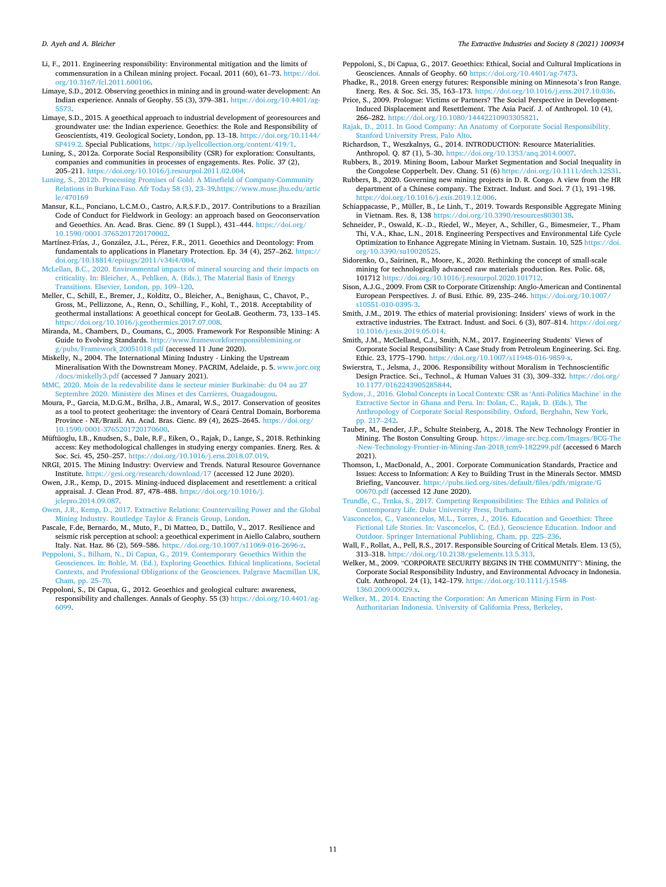Li, F., 2011. Engineering responsibility: Environmental mitigation and the limits of commensuration in a Chilean mining project. Focaal. 2011 (60), 61–73. https://doi.org/10.3167/fcl.2011.600106.

Limaye, S.D., 2012. Observing geoethics in mining and in ground-water development: An Indian experience. Annals of Geophy. 55 (3), 379–381. https://doi.org/10.4401/ag-5573.

Limaye, S.D., 2015. A geoethical approach to industrial development of georesources and groundwater use: the Indian experience. Geoethics: the Role and Responsibility of Geoscientists, 419. Geological Society, London, pp. 13–18. https://doi.org/10.1144/SP419.2. Special Publications, https://sp.lyellcollection.org/content/419/1.

Luning, S., 2012a. Corporate Social Responsibility (CSR) for exploration: Consultants, companies and communities in processes of engagements. Res. Polic. 37 (2), 205–211. https://doi.org/10.1016/j.resourpol.2011.02.004.

Luning, S., 2012b. Processing Promises of Gold: A Minefield of Company-Community Relations in Burkina Faso. Afr Today 58 (3), 23–39.https://www.muse.jhu.edu/article/470169

Mansur, K.L., Ponciano, L.C.M.O., Castro, A.R.S.F.D., 2017. Contributions to a Brazilian Code of Conduct for Fieldwork in Geology: an approach based on Geoconservation and Geoethics. An. Acad. Bras. Cienc. 89 (1 Suppl.), 431–444. https://doi.org/10.1590/0001-3765201720170002.

Martínez-Frías, J., González, J.L., Pérez, F.R., 2011. Geoethics and Deontology: From fundamentals to applications in Planetary Protection. Ep. 34 (4), 257–262. https://doi.org/10.18814/epiiugs/2011/v34i4/004.

McLellan, B.C., 2020. Environmental impacts of mineral sourcing and their impacts on criticality. In: Bleicher, A., Pehlken, A. (Eds.), The Material Basis of Energy Transitions. Elsevier, London, pp. 109–120.

Meller, C., Schill, E., Bremer, J., Kolditz, O., Bleicher, A., Benighaus, C., Chavot, P., Gross, M., Pellizzone, A., Renn, O., Schilling, F., Kohl, T., 2018. Acceptability of geothermal installations: A geoethical concept for GeoLaB. Geotherm. 73, 133–145. https://doi.org/10.1016/j.geothermics.2017.07.008.

Miranda, M., Chambers, D., Coumans, C., 2005. Framework For Responsible Mining: A Guide to Evolving Standards. http://www.frameworkforresponsiblemining.org/pubs/Framework_20051018.pdf (accessed 11 June 2020).

Miskelly, N., 2004. The International Mining Industry - Linking the Upstream Mineralisation With the Downstream Money. PACRIM, Adelaide, p. 5. www.jorc.org/docs/miskelly3.pdf (accessed 7 January 2021).

MMC, 2020. Mois de la redevabilité dans le secteur minier Burkinabè: du 04 au 27 Septembre 2020. Ministère des Mines et des Carrières, Ouagadougou.

Moura, P., Garcia, M.D.G.M., Brilha, J.B., Amaral, W.S., 2017. Conservation of geosites as a tool to protect geoheritage: the inventory of Ceará Central Domain, Borborema Province - NE/Brazil. An. Acad. Bras. Cienc. 89 (4), 2625–2645. https://doi.org/10.1590/0001-3765201720170600.

Müftüoglu, I.B., Knudsen, S., Dale, R.F., Eiken, O., Rajak, D., Lange, S., 2018. Rethinking access: Key methodological challenges in studying energy companies. Energ. Res. & Soc. Sci. 45, 250–257. https://doi.org/10.1016/j.erss.2018.07.019.

NRGI, 2015. The Mining Industry: Overview and Trends. Natural Resource Governance Institute. https://gesi.org/research/download/17 (accessed 12 June 2020).

Owen, J.R., Kemp, D., 2015. Mining-induced displacement and resettlement: a critical appraisal. J. Clean Prod. 87, 478–488. https://doi.org/10.1016/j.jclepro.2014.09.087.

Owen, J.R., Kemp, D., 2017. Extractive Relations: Countervailing Power and the Global Mining Industry. Routledge Taylor & Francis Group, London.

Pascale, F.de, Bernardo, M., Muto, F., Di Matteo, D., Dattilo, V., 2017. Resilience and seismic risk perception at school: a geoethical experiment in Aiello Calabro, southern Italy. Nat. Haz. 86 (2), 569–586. https://doi.org/10.1007/s11069-016-2696-z.

Peppoloni, S., Bilham, N., Di Capua, G., 2019. Contemporary Geoethics Within the Geosciences. In: Bohle, M. (Ed.), Exploring Geoethics. Ethical Implications, Societal Contexts, and Professional Obligations of the Geosciences. Palgrave Macmillan UK, Cham, pp. 25–70.

Peppoloni, S., Di Capua, G., 2012. Geoethics and geological culture: awareness, responsibility and challenges. Annals of Geophy. 55 (3) https://doi.org/10.4401/ag-6099.

Peppoloni, S., Di Capua, G., 2017. Geoethics: Ethical, Social and Cultural Implications in Geosciences. Annals of Geophy. 60 https://doi.org/10.4401/ag-7473.

Phadke, R., 2018. Green energy futures: Responsible mining on Minnesota's Iron Range. Energ. Res. & Soc. Sci. 35, 163–173. https://doi.org/10.1016/j.erss.2017.10.036.

Price, S., 2009. Prologue: Victims or Partners? The Social Perspective in Development-Induced Displacement and Resettlement. The Asia Pacif. J. of Anthropol. 10 (4), 266–282. https://doi.org/10.1080/14442210903305821.

Rajak, D., 2011. In Good Company: An Anatomy of Corporate Social Responsibility. Stanford University Press, Palo Alto.

Richardson, T., Weszkalnys, G., 2014. INTRODUCTION: Resource Materialities. Anthropol. Q. 87 (1), 5–30. https://doi.org/10.1353/anq.2014.0007.

Rubbers, B., 2019. Mining Boom, Labour Market Segmentation and Social Inequality in the Congolese Copperbelt. Dev. Chang. 51 (6) https://doi.org/10.1111/dech.12531.

Rubbers, B., 2020. Governing new mining projects in D. R. Congo. A view from the HR department of a Chinese company. The Extract. Indust. and Soci. 7 (1), 191–198. https://doi.org/10.1016/j.exis.2019.12.006.

Schiappacasse, P., Müller, B., Le Linh, T., 2019. Towards Responsible Aggregate Mining in Vietnam. Res. 8, 138 https://doi.org/10.3390/resources8030138.

Schneider, P., Oswald, K.-.D., Riedel, W., Meyer, A., Schiller, G., Bimesmeier, T., Pham Thi, V.A., Khac, L.N., 2018. Engineering Perspectives and Environmental Life Cycle Optimization to Enhance Aggregate Mining in Vietnam. Sustain. 10, 525 https://doi.org/10.3390/su10020525.

Sidorenko, O., Sairinen, R., Moore, K., 2020. Rethinking the concept of small-scale mining for technologically advanced raw materials production. Res. Polic. 68, 101712 https://doi.org/10.1016/j.resourpol.2020.101712.

Sison, A.J.G., 2009. From CSR to Corporate Citizenship: Anglo-American and Continental European Perspectives. J. of Busi. Ethic. 89, 235–246. https://doi.org/10.1007/s10551-010-0395-3.

Smith, J.M., 2019. The ethics of material provisioning: Insiders' views of work in the extractive industries. The Extract. Indust. and Soci. 6 (3), 807–814. https://doi.org/10.1016/j.exis.2019.05.014.

Smith, J.M., McClelland, C.J., Smith, N.M., 2017. Engineering Students' Views of Corporate Social Responsibility: A Case Study from Petroleum Engineering. Sci. Eng. Ethic. 23, 1775–1790. https://doi.org/10.1007/s11948-016-9859-x.

Swierstra, T., Jelsma, J., 2006. Responsibility without Moralism in Technoscientific Design Practice. Sci., Technol., & Human Values 31 (3), 309–332. https://doi.org/10.1177/0162243905285844.

Sydow, J., 2016. Global Concepts in Local Contexts: CSR as 'Anti-Politics Machine' in the Extractive Sector in Ghana and Peru. In: Dolan, C., Rajak, D. (Eds.), The Anthropology of Corporate Social Responsibility. Oxford, Berghahn, New York, pp. 217–242.

Tauber, M., Bender, J.P., Schulte Steinberg, A., 2018. The New Technology Frontier in Mining. The Boston Consulting Group. https://image-src.bcg.com/Images/BCG-The-New-Technology-Frontier-in-Mining-Jan-2018_tcm9-182299.pdf (accessed 6 March 2021).

Thomson, I., MacDonald, A., 2001. Corporate Communication Standards, Practice and Issues: Access to Information: A Key to Building Trust in the Minerals Sector. MMSD Briefing, Vancouver. https://pubs.iied.org/sites/default/files/pdfs/migrate/G00670.pdf (accessed 12 June 2020).

Trundle, C., Trnka, S., 2017. Competing Responsibilities: The Ethics and Politics of Contemporary Life. Duke University Press, Durham.

Vasconcelos, C., Vasconcelos, M.L., Torres, J., 2016. Education and Geoethics: Three Fictional Life Stories. In: Vasconcelos, C. (Ed.), Geoscience Education. Indoor and Outdoor. Springer International Publishing, Cham, pp. 225–236.

Wall, F., Rollat, A., Pell, R.S., 2017. Responsible Sourcing of Critical Metals. Elem. 13 (5), 313–318. https://doi.org/10.2138/gselements.13.5.313.

Welker, M., 2009. "CORPORATE SECURITY BEGINS IN THE COMMUNITY": Mining, the Corporate Social Responsibility Industry, and Environmental Advocacy in Indonesia. Cult. Anthropol. 24 (1), 142–179. https://doi.org/10.1111/j.1548-1360.2009.00029.x.

Welker, M., 2014. Enacting the Corporation: An American Mining Firm in Post-Authoritarian Indonesia. University of California Press, Berkeley.